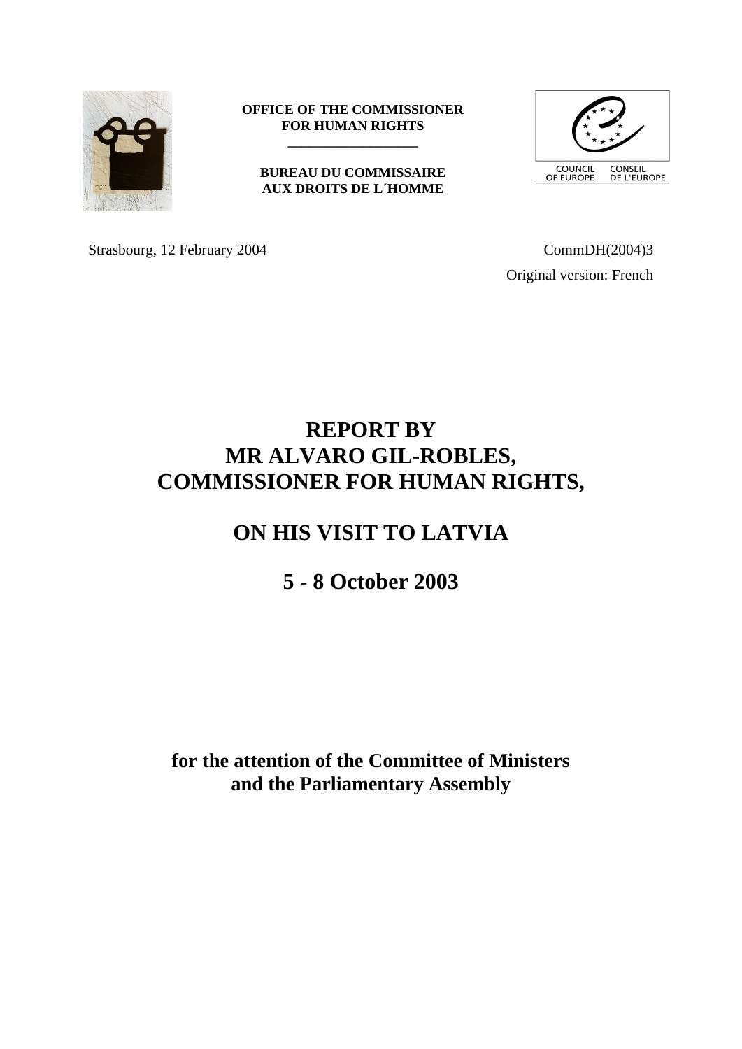**OFFICE OF THE COMMISSIONER FOR HUMAN RIGHTS**

**BUREAU DU COMMISSAIRE AUX DROITS DE L´HOMME**

COUNCIL OF EUROPE    CONSEIL DE L'EUROPE

Strasbourg, 12 February 2004

CommDH(2004)3

Original version: French

# REPORT BY MR ALVARO GIL-ROBLES, COMMISSIONER FOR HUMAN RIGHTS,

# ON HIS VISIT TO LATVIA

# 5 - 8 October 2003

**for the attention of the Committee of Ministers and the Parliamentary Assembly**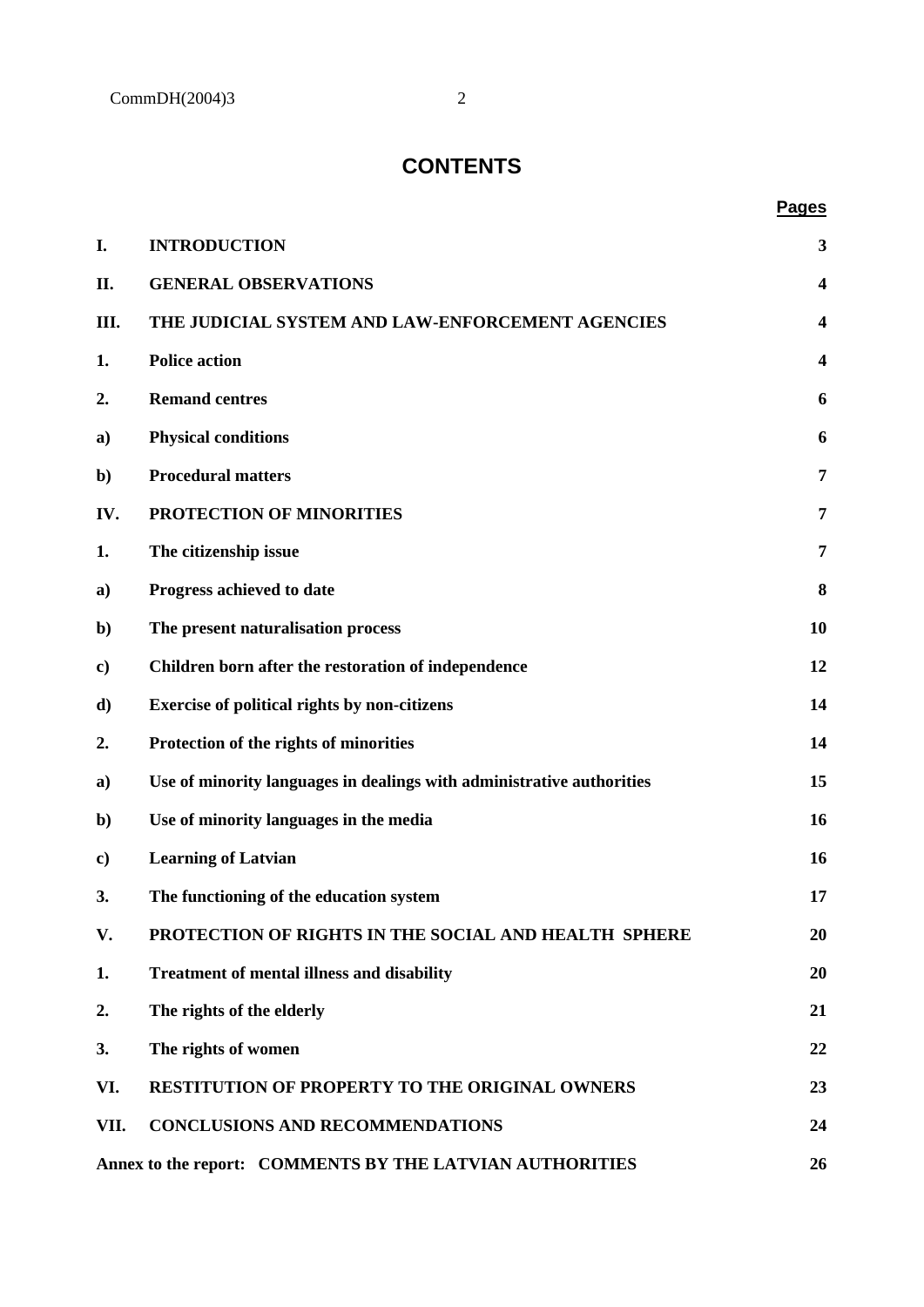# CONTENTS

| | | Pages |
|---|---|---|
| **I.** | **INTRODUCTION** | **3** |
| **II.** | **GENERAL OBSERVATIONS** | **4** |
| **III.** | **THE JUDICIAL SYSTEM AND LAW-ENFORCEMENT AGENCIES** | **4** |
| **1.** | **Police action** | **4** |
| **2.** | **Remand centres** | **6** |
| **a)** | **Physical conditions** | **6** |
| **b)** | **Procedural matters** | **7** |
| **IV.** | **PROTECTION OF MINORITIES** | **7** |
| **1.** | **The citizenship issue** | **7** |
| **a)** | **Progress achieved to date** | **8** |
| **b)** | **The present naturalisation process** | **10** |
| **c)** | **Children born after the restoration of independence** | **12** |
| **d)** | **Exercise of political rights by non-citizens** | **14** |
| **2.** | **Protection of the rights of minorities** | **14** |
| **a)** | **Use of minority languages in dealings with administrative authorities** | **15** |
| **b)** | **Use of minority languages in the media** | **16** |
| **c)** | **Learning of Latvian** | **16** |
| **3.** | **The functioning of the education system** | **17** |
| **V.** | **PROTECTION OF RIGHTS IN THE SOCIAL AND HEALTH SPHERE** | **20** |
| **1.** | **Treatment of mental illness and disability** | **20** |
| **2.** | **The rights of the elderly** | **21** |
| **3.** | **The rights of women** | **22** |
| **VI.** | **RESTITUTION OF PROPERTY TO THE ORIGINAL OWNERS** | **23** |
| **VII.** | **CONCLUSIONS AND RECOMMENDATIONS** | **24** |
| **Annex to the report:** | **COMMENTS BY THE LATVIAN AUTHORITIES** | **26** |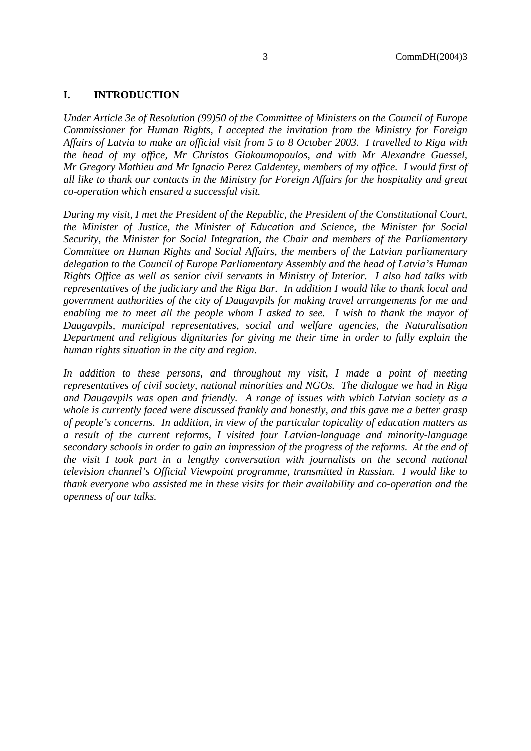# I. INTRODUCTION

*Under Article 3e of Resolution (99)50 of the Committee of Ministers on the Council of Europe Commissioner for Human Rights, I accepted the invitation from the Ministry for Foreign Affairs of Latvia to make an official visit from 5 to 8 October 2003. I travelled to Riga with the head of my office, Mr Christos Giakoumopoulos, and with Mr Alexandre Guessel, Mr Gregory Mathieu and Mr Ignacio Perez Caldentey, members of my office. I would first of all like to thank our contacts in the Ministry for Foreign Affairs for the hospitality and great co-operation which ensured a successful visit.*

*During my visit, I met the President of the Republic, the President of the Constitutional Court, the Minister of Justice, the Minister of Education and Science, the Minister for Social Security, the Minister for Social Integration, the Chair and members of the Parliamentary Committee on Human Rights and Social Affairs, the members of the Latvian parliamentary delegation to the Council of Europe Parliamentary Assembly and the head of Latvia's Human Rights Office as well as senior civil servants in Ministry of Interior. I also had talks with representatives of the judiciary and the Riga Bar. In addition I would like to thank local and government authorities of the city of Daugavpils for making travel arrangements for me and enabling me to meet all the people whom I asked to see. I wish to thank the mayor of Daugavpils, municipal representatives, social and welfare agencies, the Naturalisation Department and religious dignitaries for giving me their time in order to fully explain the human rights situation in the city and region.*

*In addition to these persons, and throughout my visit, I made a point of meeting representatives of civil society, national minorities and NGOs. The dialogue we had in Riga and Daugavpils was open and friendly. A range of issues with which Latvian society as a whole is currently faced were discussed frankly and honestly, and this gave me a better grasp of people's concerns. In addition, in view of the particular topicality of education matters as a result of the current reforms, I visited four Latvian-language and minority-language secondary schools in order to gain an impression of the progress of the reforms. At the end of the visit I took part in a lengthy conversation with journalists on the second national television channel's Official Viewpoint programme, transmitted in Russian. I would like to thank everyone who assisted me in these visits for their availability and co-operation and the openness of our talks.*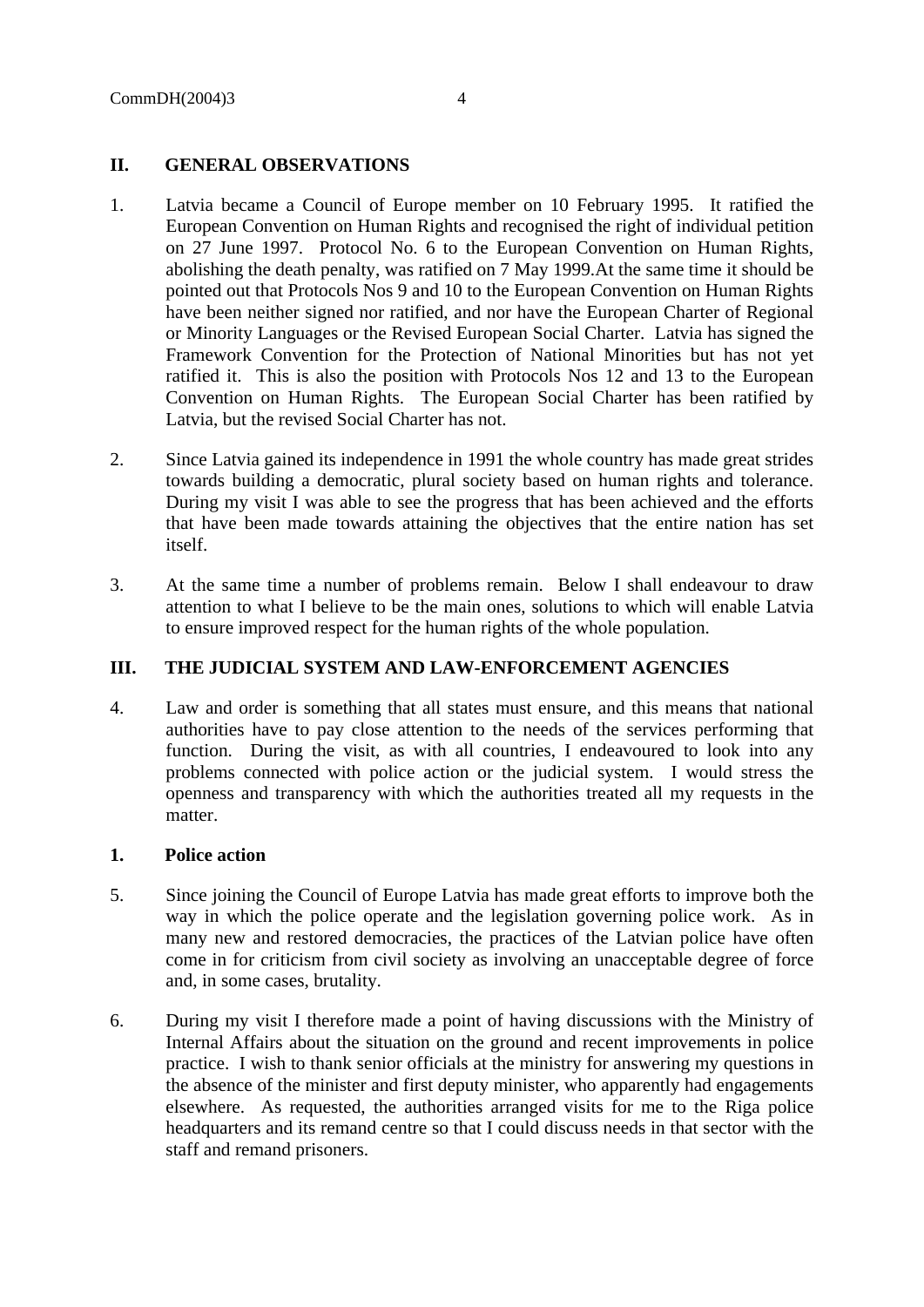## II. GENERAL OBSERVATIONS

1. Latvia became a Council of Europe member on 10 February 1995. It ratified the European Convention on Human Rights and recognised the right of individual petition on 27 June 1997. Protocol No. 6 to the European Convention on Human Rights, abolishing the death penalty, was ratified on 7 May 1999.At the same time it should be pointed out that Protocols Nos 9 and 10 to the European Convention on Human Rights have been neither signed nor ratified, and nor have the European Charter of Regional or Minority Languages or the Revised European Social Charter. Latvia has signed the Framework Convention for the Protection of National Minorities but has not yet ratified it. This is also the position with Protocols Nos 12 and 13 to the European Convention on Human Rights. The European Social Charter has been ratified by Latvia, but the revised Social Charter has not.

2. Since Latvia gained its independence in 1991 the whole country has made great strides towards building a democratic, plural society based on human rights and tolerance. During my visit I was able to see the progress that has been achieved and the efforts that have been made towards attaining the objectives that the entire nation has set itself.

3. At the same time a number of problems remain. Below I shall endeavour to draw attention to what I believe to be the main ones, solutions to which will enable Latvia to ensure improved respect for the human rights of the whole population.

## III. THE JUDICIAL SYSTEM AND LAW-ENFORCEMENT AGENCIES

4. Law and order is something that all states must ensure, and this means that national authorities have to pay close attention to the needs of the services performing that function. During the visit, as with all countries, I endeavoured to look into any problems connected with police action or the judicial system. I would stress the openness and transparency with which the authorities treated all my requests in the matter.

### 1. Police action

5. Since joining the Council of Europe Latvia has made great efforts to improve both the way in which the police operate and the legislation governing police work. As in many new and restored democracies, the practices of the Latvian police have often come in for criticism from civil society as involving an unacceptable degree of force and, in some cases, brutality.

6. During my visit I therefore made a point of having discussions with the Ministry of Internal Affairs about the situation on the ground and recent improvements in police practice. I wish to thank senior officials at the ministry for answering my questions in the absence of the minister and first deputy minister, who apparently had engagements elsewhere. As requested, the authorities arranged visits for me to the Riga police headquarters and its remand centre so that I could discuss needs in that sector with the staff and remand prisoners.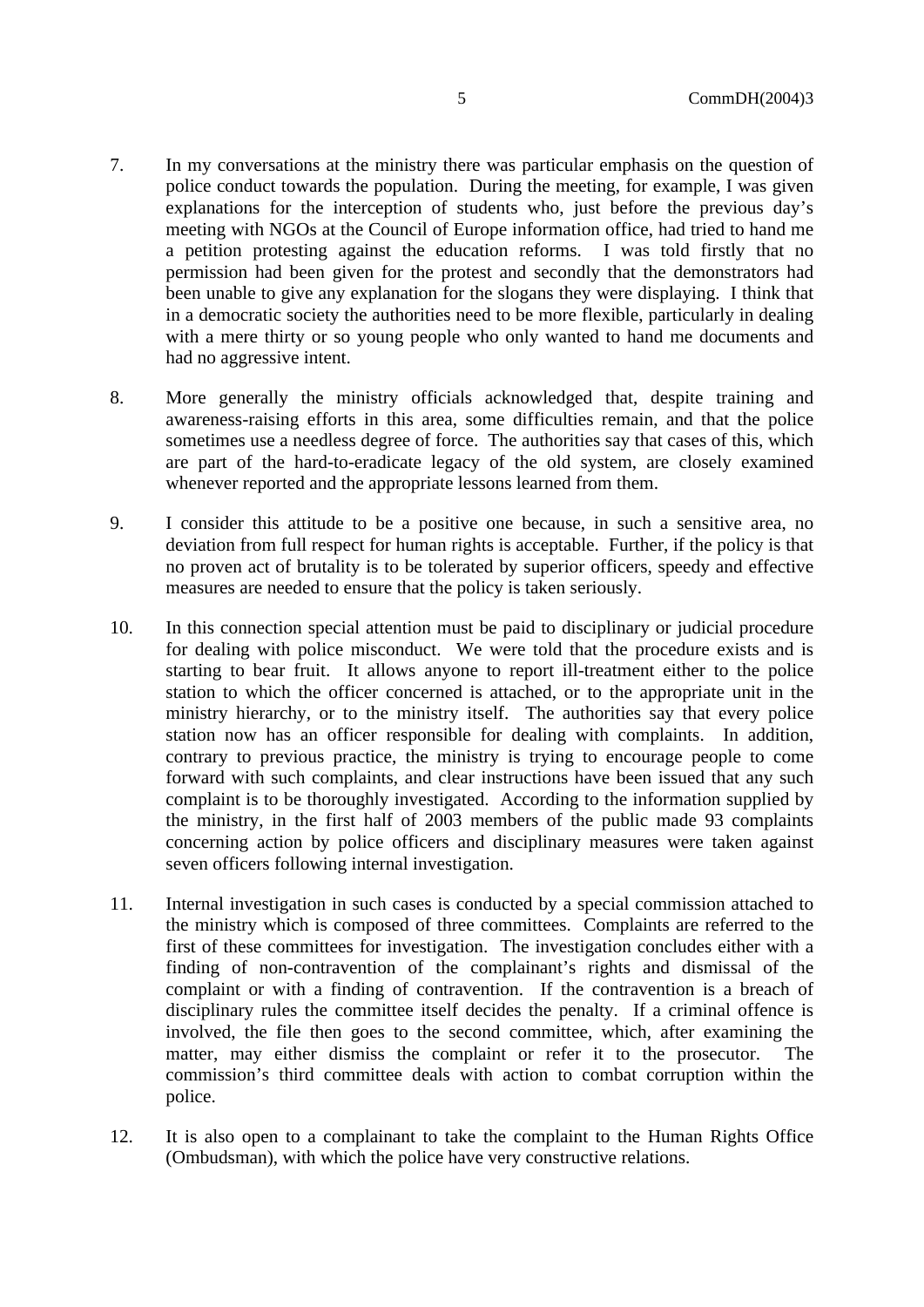7. In my conversations at the ministry there was particular emphasis on the question of police conduct towards the population. During the meeting, for example, I was given explanations for the interception of students who, just before the previous day's meeting with NGOs at the Council of Europe information office, had tried to hand me a petition protesting against the education reforms. I was told firstly that no permission had been given for the protest and secondly that the demonstrators had been unable to give any explanation for the slogans they were displaying. I think that in a democratic society the authorities need to be more flexible, particularly in dealing with a mere thirty or so young people who only wanted to hand me documents and had no aggressive intent.

8. More generally the ministry officials acknowledged that, despite training and awareness-raising efforts in this area, some difficulties remain, and that the police sometimes use a needless degree of force. The authorities say that cases of this, which are part of the hard-to-eradicate legacy of the old system, are closely examined whenever reported and the appropriate lessons learned from them.

9. I consider this attitude to be a positive one because, in such a sensitive area, no deviation from full respect for human rights is acceptable. Further, if the policy is that no proven act of brutality is to be tolerated by superior officers, speedy and effective measures are needed to ensure that the policy is taken seriously.

10. In this connection special attention must be paid to disciplinary or judicial procedure for dealing with police misconduct. We were told that the procedure exists and is starting to bear fruit. It allows anyone to report ill-treatment either to the police station to which the officer concerned is attached, or to the appropriate unit in the ministry hierarchy, or to the ministry itself. The authorities say that every police station now has an officer responsible for dealing with complaints. In addition, contrary to previous practice, the ministry is trying to encourage people to come forward with such complaints, and clear instructions have been issued that any such complaint is to be thoroughly investigated. According to the information supplied by the ministry, in the first half of 2003 members of the public made 93 complaints concerning action by police officers and disciplinary measures were taken against seven officers following internal investigation.

11. Internal investigation in such cases is conducted by a special commission attached to the ministry which is composed of three committees. Complaints are referred to the first of these committees for investigation. The investigation concludes either with a finding of non-contravention of the complainant's rights and dismissal of the complaint or with a finding of contravention. If the contravention is a breach of disciplinary rules the committee itself decides the penalty. If a criminal offence is involved, the file then goes to the second committee, which, after examining the matter, may either dismiss the complaint or refer it to the prosecutor. The commission's third committee deals with action to combat corruption within the police.

12. It is also open to a complainant to take the complaint to the Human Rights Office (Ombudsman), with which the police have very constructive relations.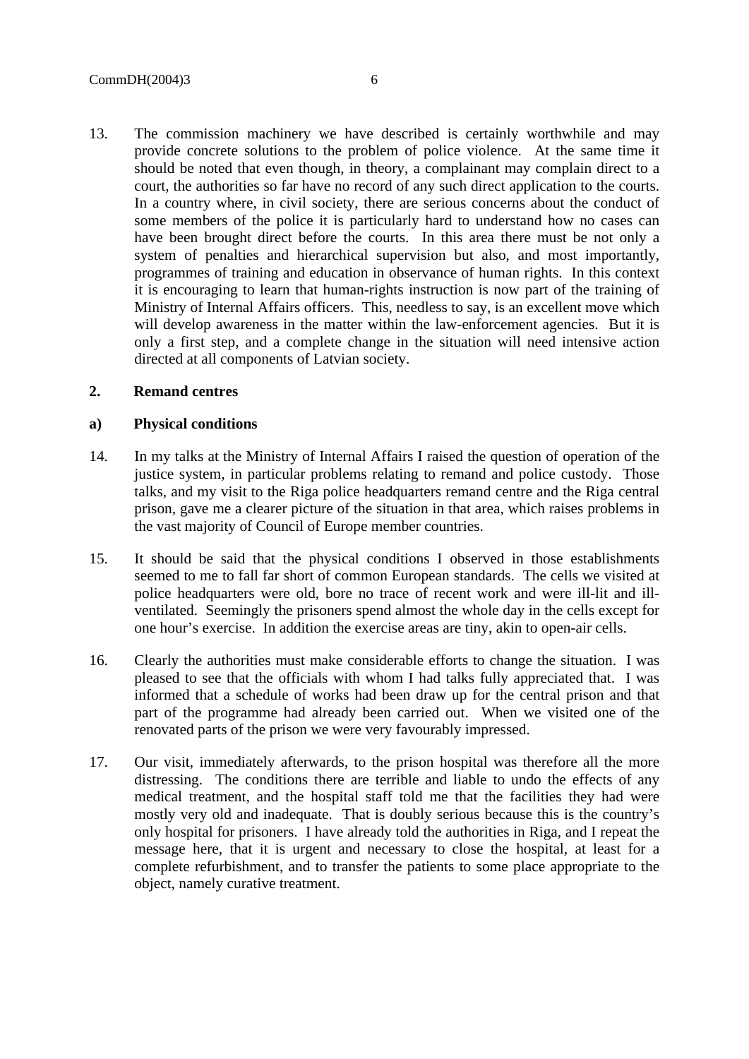13. The commission machinery we have described is certainly worthwhile and may provide concrete solutions to the problem of police violence. At the same time it should be noted that even though, in theory, a complainant may complain direct to a court, the authorities so far have no record of any such direct application to the courts. In a country where, in civil society, there are serious concerns about the conduct of some members of the police it is particularly hard to understand how no cases can have been brought direct before the courts. In this area there must be not only a system of penalties and hierarchical supervision but also, and most importantly, programmes of training and education in observance of human rights. In this context it is encouraging to learn that human-rights instruction is now part of the training of Ministry of Internal Affairs officers. This, needless to say, is an excellent move which will develop awareness in the matter within the law-enforcement agencies. But it is only a first step, and a complete change in the situation will need intensive action directed at all components of Latvian society.

### 2. Remand centres

#### a) Physical conditions

14. In my talks at the Ministry of Internal Affairs I raised the question of operation of the justice system, in particular problems relating to remand and police custody. Those talks, and my visit to the Riga police headquarters remand centre and the Riga central prison, gave me a clearer picture of the situation in that area, which raises problems in the vast majority of Council of Europe member countries.

15. It should be said that the physical conditions I observed in those establishments seemed to me to fall far short of common European standards. The cells we visited at police headquarters were old, bore no trace of recent work and were ill-lit and ill-ventilated. Seemingly the prisoners spend almost the whole day in the cells except for one hour's exercise. In addition the exercise areas are tiny, akin to open-air cells.

16. Clearly the authorities must make considerable efforts to change the situation. I was pleased to see that the officials with whom I had talks fully appreciated that. I was informed that a schedule of works had been draw up for the central prison and that part of the programme had already been carried out. When we visited one of the renovated parts of the prison we were very favourably impressed.

17. Our visit, immediately afterwards, to the prison hospital was therefore all the more distressing. The conditions there are terrible and liable to undo the effects of any medical treatment, and the hospital staff told me that the facilities they had were mostly very old and inadequate. That is doubly serious because this is the country's only hospital for prisoners. I have already told the authorities in Riga, and I repeat the message here, that it is urgent and necessary to close the hospital, at least for a complete refurbishment, and to transfer the patients to some place appropriate to the object, namely curative treatment.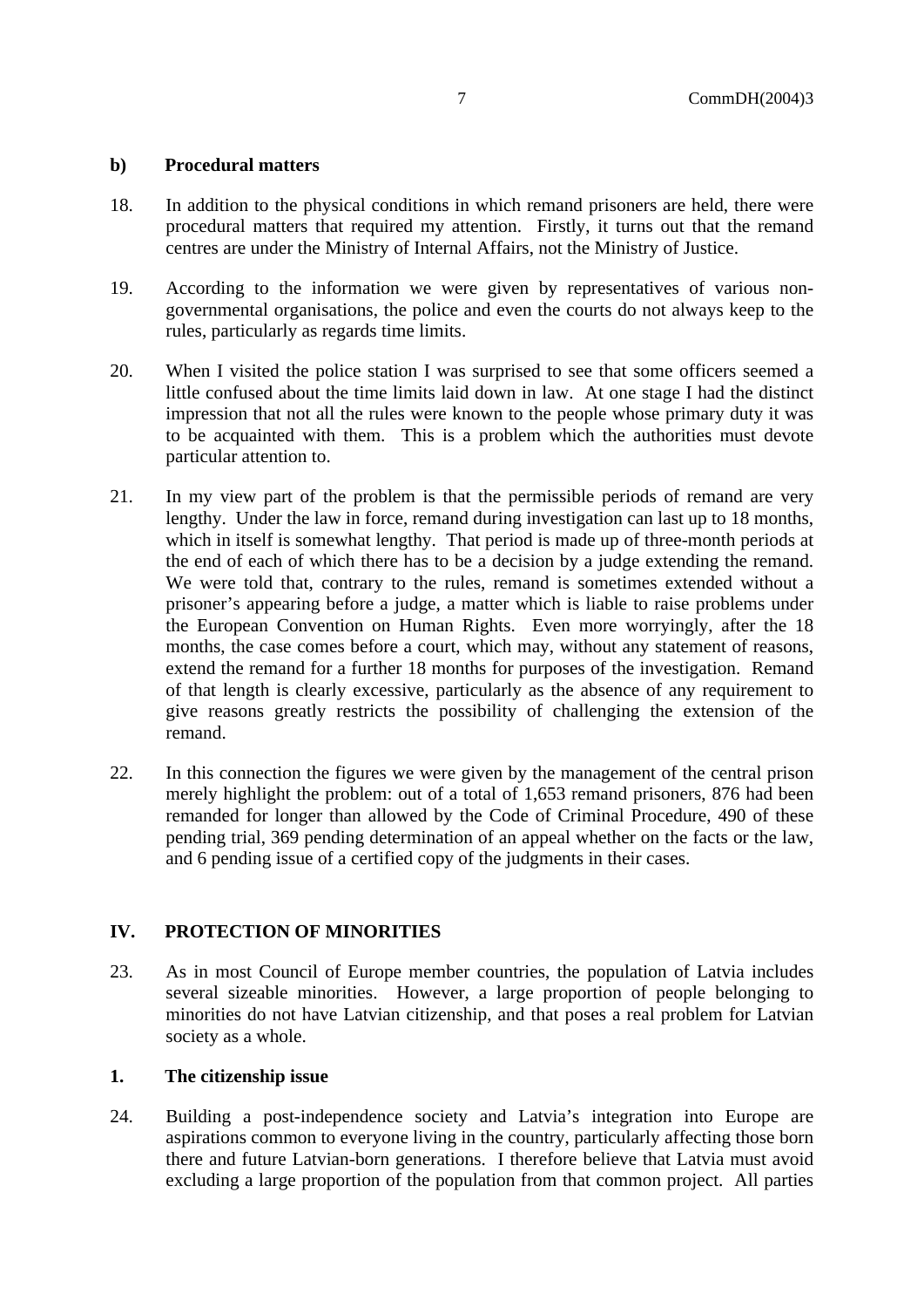### b) Procedural matters

18. In addition to the physical conditions in which remand prisoners are held, there were procedural matters that required my attention. Firstly, it turns out that the remand centres are under the Ministry of Internal Affairs, not the Ministry of Justice.

19. According to the information we were given by representatives of various non-governmental organisations, the police and even the courts do not always keep to the rules, particularly as regards time limits.

20. When I visited the police station I was surprised to see that some officers seemed a little confused about the time limits laid down in law. At one stage I had the distinct impression that not all the rules were known to the people whose primary duty it was to be acquainted with them. This is a problem which the authorities must devote particular attention to.

21. In my view part of the problem is that the permissible periods of remand are very lengthy. Under the law in force, remand during investigation can last up to 18 months, which in itself is somewhat lengthy. That period is made up of three-month periods at the end of each of which there has to be a decision by a judge extending the remand. We were told that, contrary to the rules, remand is sometimes extended without a prisoner's appearing before a judge, a matter which is liable to raise problems under the European Convention on Human Rights. Even more worryingly, after the 18 months, the case comes before a court, which may, without any statement of reasons, extend the remand for a further 18 months for purposes of the investigation. Remand of that length is clearly excessive, particularly as the absence of any requirement to give reasons greatly restricts the possibility of challenging the extension of the remand.

22. In this connection the figures we were given by the management of the central prison merely highlight the problem: out of a total of 1,653 remand prisoners, 876 had been remanded for longer than allowed by the Code of Criminal Procedure, 490 of these pending trial, 369 pending determination of an appeal whether on the facts or the law, and 6 pending issue of a certified copy of the judgments in their cases.

## IV. PROTECTION OF MINORITIES

23. As in most Council of Europe member countries, the population of Latvia includes several sizeable minorities. However, a large proportion of people belonging to minorities do not have Latvian citizenship, and that poses a real problem for Latvian society as a whole.

### 1. The citizenship issue

24. Building a post-independence society and Latvia's integration into Europe are aspirations common to everyone living in the country, particularly affecting those born there and future Latvian-born generations. I therefore believe that Latvia must avoid excluding a large proportion of the population from that common project. All parties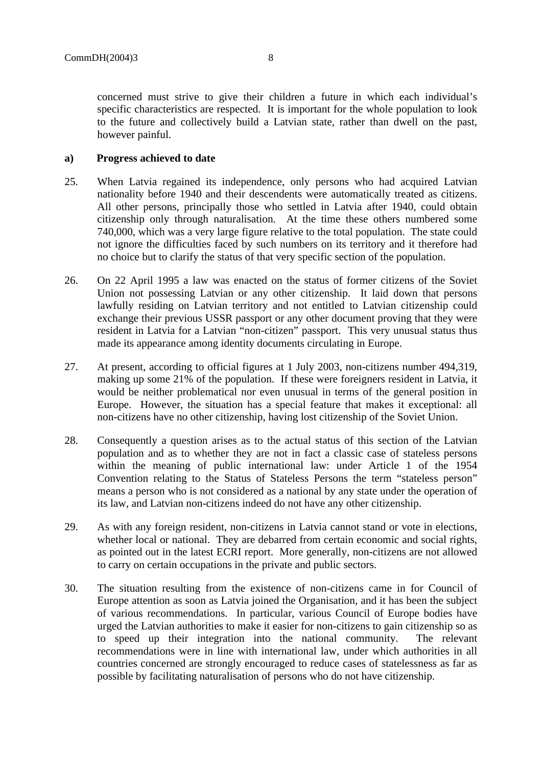concerned must strive to give their children a future in which each individual's specific characteristics are respected. It is important for the whole population to look to the future and collectively build a Latvian state, rather than dwell on the past, however painful.

**a) Progress achieved to date**

25. When Latvia regained its independence, only persons who had acquired Latvian nationality before 1940 and their descendents were automatically treated as citizens. All other persons, principally those who settled in Latvia after 1940, could obtain citizenship only through naturalisation. At the time these others numbered some 740,000, which was a very large figure relative to the total population. The state could not ignore the difficulties faced by such numbers on its territory and it therefore had no choice but to clarify the status of that very specific section of the population.

26. On 22 April 1995 a law was enacted on the status of former citizens of the Soviet Union not possessing Latvian or any other citizenship. It laid down that persons lawfully residing on Latvian territory and not entitled to Latvian citizenship could exchange their previous USSR passport or any other document proving that they were resident in Latvia for a Latvian "non-citizen" passport. This very unusual status thus made its appearance among identity documents circulating in Europe.

27. At present, according to official figures at 1 July 2003, non-citizens number 494,319, making up some 21% of the population. If these were foreigners resident in Latvia, it would be neither problematical nor even unusual in terms of the general position in Europe. However, the situation has a special feature that makes it exceptional: all non-citizens have no other citizenship, having lost citizenship of the Soviet Union.

28. Consequently a question arises as to the actual status of this section of the Latvian population and as to whether they are not in fact a classic case of stateless persons within the meaning of public international law: under Article 1 of the 1954 Convention relating to the Status of Stateless Persons the term "stateless person" means a person who is not considered as a national by any state under the operation of its law, and Latvian non-citizens indeed do not have any other citizenship.

29. As with any foreign resident, non-citizens in Latvia cannot stand or vote in elections, whether local or national. They are debarred from certain economic and social rights, as pointed out in the latest ECRI report. More generally, non-citizens are not allowed to carry on certain occupations in the private and public sectors.

30. The situation resulting from the existence of non-citizens came in for Council of Europe attention as soon as Latvia joined the Organisation, and it has been the subject of various recommendations. In particular, various Council of Europe bodies have urged the Latvian authorities to make it easier for non-citizens to gain citizenship so as to speed up their integration into the national community. The relevant recommendations were in line with international law, under which authorities in all countries concerned are strongly encouraged to reduce cases of statelessness as far as possible by facilitating naturalisation of persons who do not have citizenship.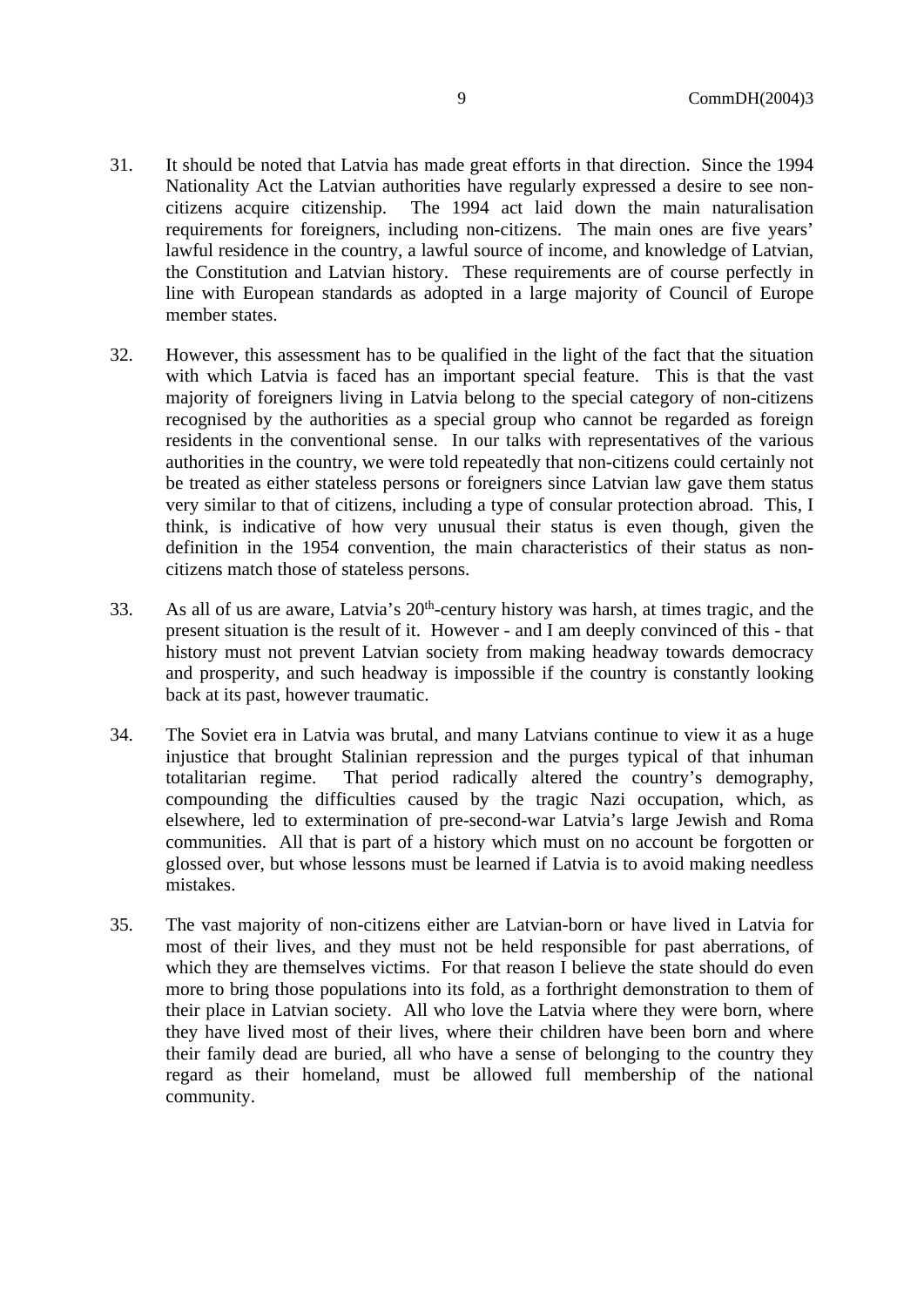31. It should be noted that Latvia has made great efforts in that direction. Since the 1994 Nationality Act the Latvian authorities have regularly expressed a desire to see non-citizens acquire citizenship. The 1994 act laid down the main naturalisation requirements for foreigners, including non-citizens. The main ones are five years' lawful residence in the country, a lawful source of income, and knowledge of Latvian, the Constitution and Latvian history. These requirements are of course perfectly in line with European standards as adopted in a large majority of Council of Europe member states.

32. However, this assessment has to be qualified in the light of the fact that the situation with which Latvia is faced has an important special feature. This is that the vast majority of foreigners living in Latvia belong to the special category of non-citizens recognised by the authorities as a special group who cannot be regarded as foreign residents in the conventional sense. In our talks with representatives of the various authorities in the country, we were told repeatedly that non-citizens could certainly not be treated as either stateless persons or foreigners since Latvian law gave them status very similar to that of citizens, including a type of consular protection abroad. This, I think, is indicative of how very unusual their status is even though, given the definition in the 1954 convention, the main characteristics of their status as non-citizens match those of stateless persons.

33. As all of us are aware, Latvia's 20th-century history was harsh, at times tragic, and the present situation is the result of it. However - and I am deeply convinced of this - that history must not prevent Latvian society from making headway towards democracy and prosperity, and such headway is impossible if the country is constantly looking back at its past, however traumatic.

34. The Soviet era in Latvia was brutal, and many Latvians continue to view it as a huge injustice that brought Stalinian repression and the purges typical of that inhuman totalitarian regime. That period radically altered the country's demography, compounding the difficulties caused by the tragic Nazi occupation, which, as elsewhere, led to extermination of pre-second-war Latvia's large Jewish and Roma communities. All that is part of a history which must on no account be forgotten or glossed over, but whose lessons must be learned if Latvia is to avoid making needless mistakes.

35. The vast majority of non-citizens either are Latvian-born or have lived in Latvia for most of their lives, and they must not be held responsible for past aberrations, of which they are themselves victims. For that reason I believe the state should do even more to bring those populations into its fold, as a forthright demonstration to them of their place in Latvian society. All who love the Latvia where they were born, where they have lived most of their lives, where their children have been born and where their family dead are buried, all who have a sense of belonging to the country they regard as their homeland, must be allowed full membership of the national community.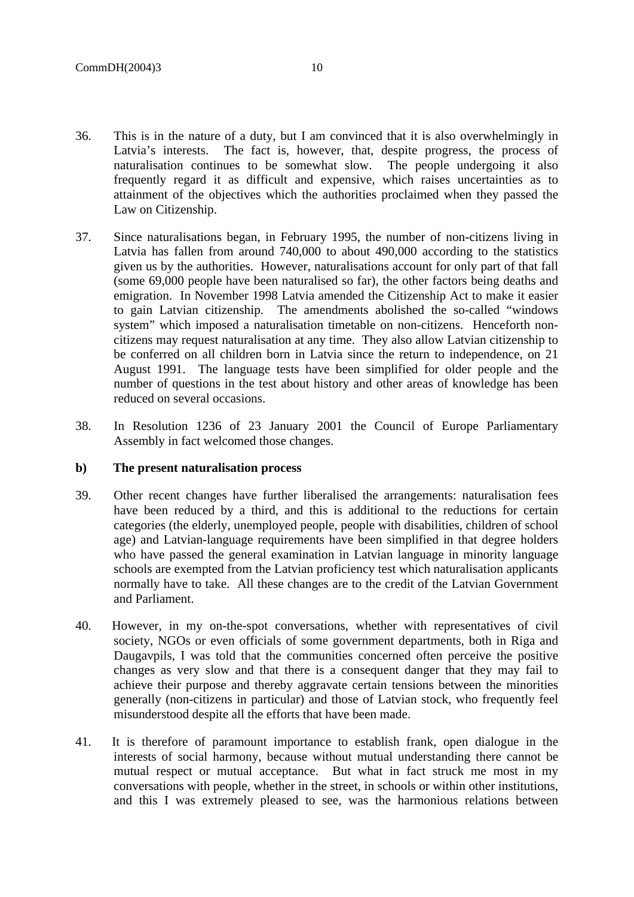36. This is in the nature of a duty, but I am convinced that it is also overwhelmingly in Latvia's interests. The fact is, however, that, despite progress, the process of naturalisation continues to be somewhat slow. The people undergoing it also frequently regard it as difficult and expensive, which raises uncertainties as to attainment of the objectives which the authorities proclaimed when they passed the Law on Citizenship.

37. Since naturalisations began, in February 1995, the number of non-citizens living in Latvia has fallen from around 740,000 to about 490,000 according to the statistics given us by the authorities. However, naturalisations account for only part of that fall (some 69,000 people have been naturalised so far), the other factors being deaths and emigration. In November 1998 Latvia amended the Citizenship Act to make it easier to gain Latvian citizenship. The amendments abolished the so-called "windows system" which imposed a naturalisation timetable on non-citizens. Henceforth non-citizens may request naturalisation at any time. They also allow Latvian citizenship to be conferred on all children born in Latvia since the return to independence, on 21 August 1991. The language tests have been simplified for older people and the number of questions in the test about history and other areas of knowledge has been reduced on several occasions.

38. In Resolution 1236 of 23 January 2001 the Council of Europe Parliamentary Assembly in fact welcomed those changes.

**b) The present naturalisation process**

39. Other recent changes have further liberalised the arrangements: naturalisation fees have been reduced by a third, and this is additional to the reductions for certain categories (the elderly, unemployed people, people with disabilities, children of school age) and Latvian-language requirements have been simplified in that degree holders who have passed the general examination in Latvian language in minority language schools are exempted from the Latvian proficiency test which naturalisation applicants normally have to take. All these changes are to the credit of the Latvian Government and Parliament.

40. However, in my on-the-spot conversations, whether with representatives of civil society, NGOs or even officials of some government departments, both in Riga and Daugavpils, I was told that the communities concerned often perceive the positive changes as very slow and that there is a consequent danger that they may fail to achieve their purpose and thereby aggravate certain tensions between the minorities generally (non-citizens in particular) and those of Latvian stock, who frequently feel misunderstood despite all the efforts that have been made.

41. It is therefore of paramount importance to establish frank, open dialogue in the interests of social harmony, because without mutual understanding there cannot be mutual respect or mutual acceptance. But what in fact struck me most in my conversations with people, whether in the street, in schools or within other institutions, and this I was extremely pleased to see, was the harmonious relations between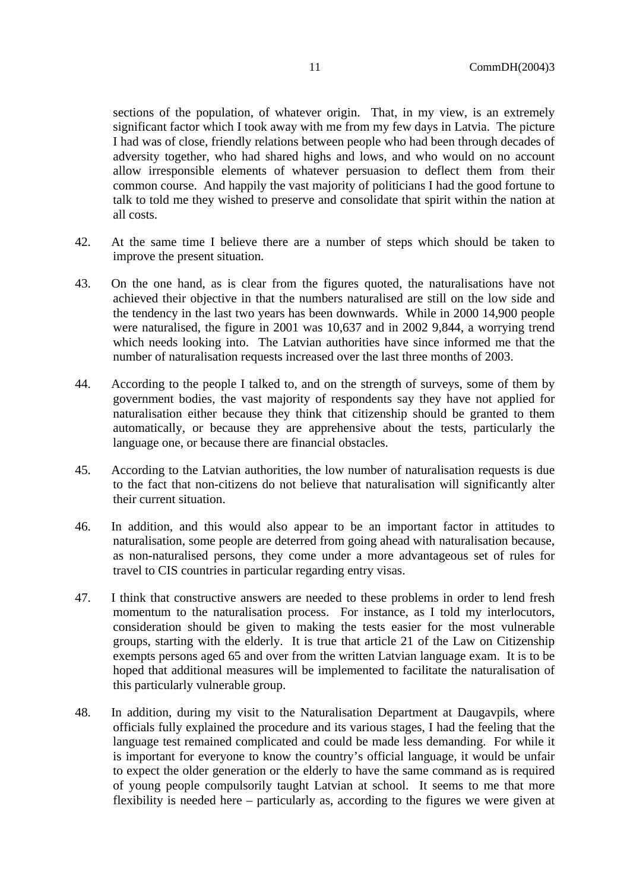sections of the population, of whatever origin. That, in my view, is an extremely significant factor which I took away with me from my few days in Latvia. The picture I had was of close, friendly relations between people who had been through decades of adversity together, who had shared highs and lows, and who would on no account allow irresponsible elements of whatever persuasion to deflect them from their common course. And happily the vast majority of politicians I had the good fortune to talk to told me they wished to preserve and consolidate that spirit within the nation at all costs.

42. At the same time I believe there are a number of steps which should be taken to improve the present situation.

43. On the one hand, as is clear from the figures quoted, the naturalisations have not achieved their objective in that the numbers naturalised are still on the low side and the tendency in the last two years has been downwards. While in 2000 14,900 people were naturalised, the figure in 2001 was 10,637 and in 2002 9,844, a worrying trend which needs looking into. The Latvian authorities have since informed me that the number of naturalisation requests increased over the last three months of 2003.

44. According to the people I talked to, and on the strength of surveys, some of them by government bodies, the vast majority of respondents say they have not applied for naturalisation either because they think that citizenship should be granted to them automatically, or because they are apprehensive about the tests, particularly the language one, or because there are financial obstacles.

45. According to the Latvian authorities, the low number of naturalisation requests is due to the fact that non-citizens do not believe that naturalisation will significantly alter their current situation.

46. In addition, and this would also appear to be an important factor in attitudes to naturalisation, some people are deterred from going ahead with naturalisation because, as non-naturalised persons, they come under a more advantageous set of rules for travel to CIS countries in particular regarding entry visas.

47. I think that constructive answers are needed to these problems in order to lend fresh momentum to the naturalisation process. For instance, as I told my interlocutors, consideration should be given to making the tests easier for the most vulnerable groups, starting with the elderly. It is true that article 21 of the Law on Citizenship exempts persons aged 65 and over from the written Latvian language exam. It is to be hoped that additional measures will be implemented to facilitate the naturalisation of this particularly vulnerable group.

48. In addition, during my visit to the Naturalisation Department at Daugavpils, where officials fully explained the procedure and its various stages, I had the feeling that the language test remained complicated and could be made less demanding. For while it is important for everyone to know the country's official language, it would be unfair to expect the older generation or the elderly to have the same command as is required of young people compulsorily taught Latvian at school. It seems to me that more flexibility is needed here – particularly as, according to the figures we were given at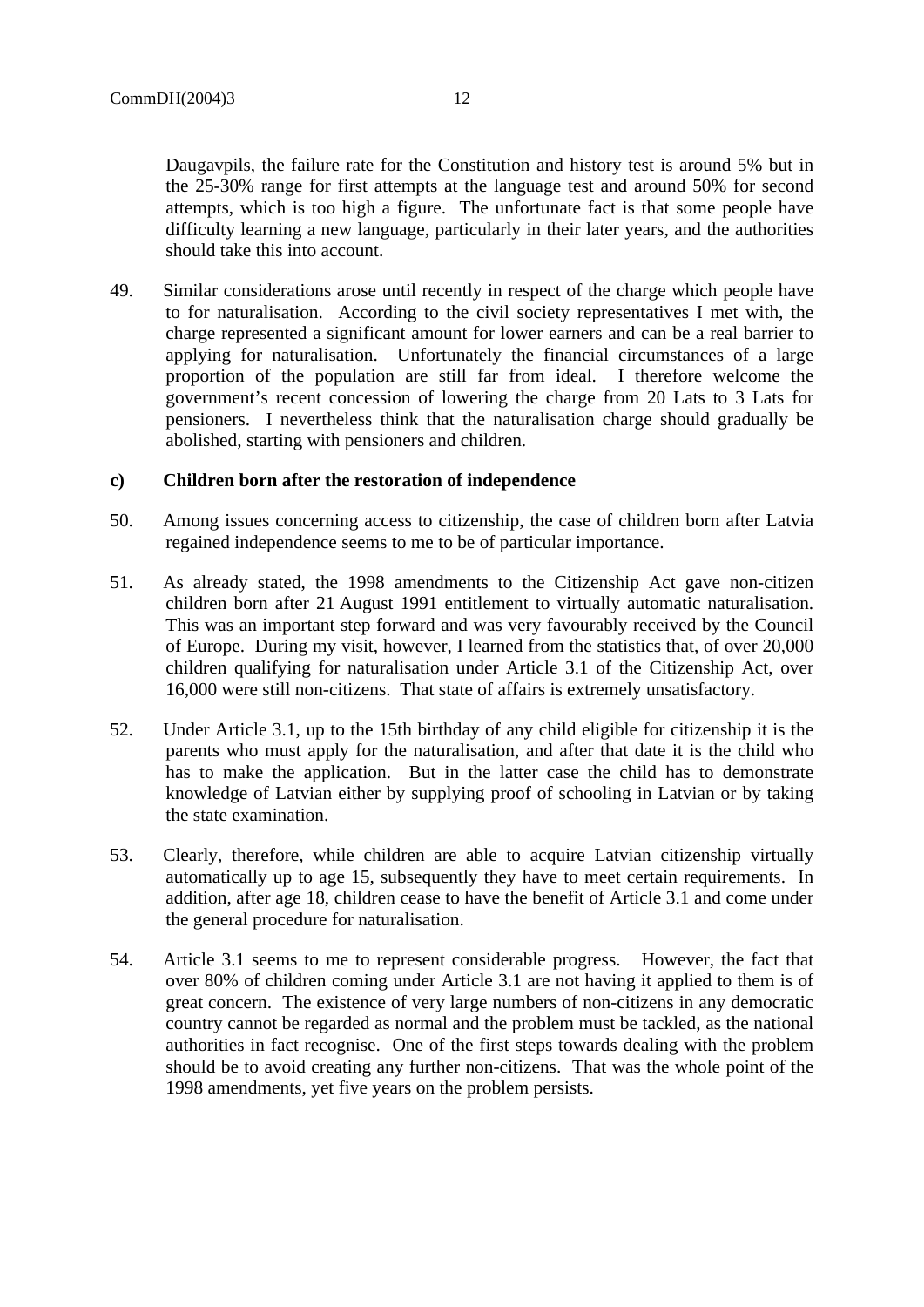Daugavpils, the failure rate for the Constitution and history test is around 5% but in the 25-30% range for first attempts at the language test and around 50% for second attempts, which is too high a figure. The unfortunate fact is that some people have difficulty learning a new language, particularly in their later years, and the authorities should take this into account.

49. Similar considerations arose until recently in respect of the charge which people have to for naturalisation. According to the civil society representatives I met with, the charge represented a significant amount for lower earners and can be a real barrier to applying for naturalisation. Unfortunately the financial circumstances of a large proportion of the population are still far from ideal. I therefore welcome the government's recent concession of lowering the charge from 20 Lats to 3 Lats for pensioners. I nevertheless think that the naturalisation charge should gradually be abolished, starting with pensioners and children.

**c) Children born after the restoration of independence**

50. Among issues concerning access to citizenship, the case of children born after Latvia regained independence seems to me to be of particular importance.

51. As already stated, the 1998 amendments to the Citizenship Act gave non-citizen children born after 21 August 1991 entitlement to virtually automatic naturalisation. This was an important step forward and was very favourably received by the Council of Europe. During my visit, however, I learned from the statistics that, of over 20,000 children qualifying for naturalisation under Article 3.1 of the Citizenship Act, over 16,000 were still non-citizens. That state of affairs is extremely unsatisfactory.

52. Under Article 3.1, up to the 15th birthday of any child eligible for citizenship it is the parents who must apply for the naturalisation, and after that date it is the child who has to make the application. But in the latter case the child has to demonstrate knowledge of Latvian either by supplying proof of schooling in Latvian or by taking the state examination.

53. Clearly, therefore, while children are able to acquire Latvian citizenship virtually automatically up to age 15, subsequently they have to meet certain requirements. In addition, after age 18, children cease to have the benefit of Article 3.1 and come under the general procedure for naturalisation.

54. Article 3.1 seems to me to represent considerable progress. However, the fact that over 80% of children coming under Article 3.1 are not having it applied to them is of great concern. The existence of very large numbers of non-citizens in any democratic country cannot be regarded as normal and the problem must be tackled, as the national authorities in fact recognise. One of the first steps towards dealing with the problem should be to avoid creating any further non-citizens. That was the whole point of the 1998 amendments, yet five years on the problem persists.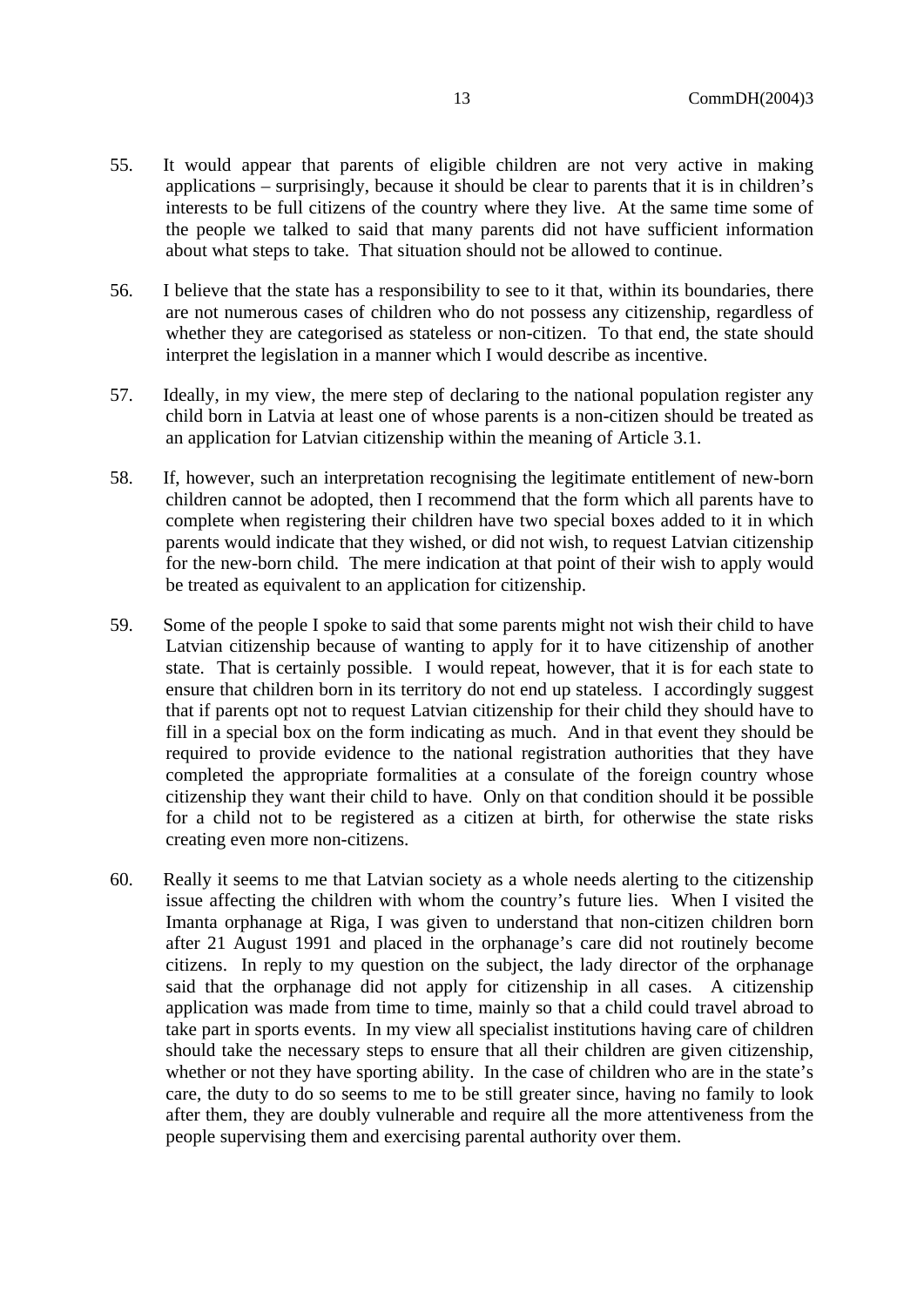55. It would appear that parents of eligible children are not very active in making applications – surprisingly, because it should be clear to parents that it is in children's interests to be full citizens of the country where they live. At the same time some of the people we talked to said that many parents did not have sufficient information about what steps to take. That situation should not be allowed to continue.

56. I believe that the state has a responsibility to see to it that, within its boundaries, there are not numerous cases of children who do not possess any citizenship, regardless of whether they are categorised as stateless or non-citizen. To that end, the state should interpret the legislation in a manner which I would describe as incentive.

57. Ideally, in my view, the mere step of declaring to the national population register any child born in Latvia at least one of whose parents is a non-citizen should be treated as an application for Latvian citizenship within the meaning of Article 3.1.

58. If, however, such an interpretation recognising the legitimate entitlement of new-born children cannot be adopted, then I recommend that the form which all parents have to complete when registering their children have two special boxes added to it in which parents would indicate that they wished, or did not wish, to request Latvian citizenship for the new-born child. The mere indication at that point of their wish to apply would be treated as equivalent to an application for citizenship.

59. Some of the people I spoke to said that some parents might not wish their child to have Latvian citizenship because of wanting to apply for it to have citizenship of another state. That is certainly possible. I would repeat, however, that it is for each state to ensure that children born in its territory do not end up stateless. I accordingly suggest that if parents opt not to request Latvian citizenship for their child they should have to fill in a special box on the form indicating as much. And in that event they should be required to provide evidence to the national registration authorities that they have completed the appropriate formalities at a consulate of the foreign country whose citizenship they want their child to have. Only on that condition should it be possible for a child not to be registered as a citizen at birth, for otherwise the state risks creating even more non-citizens.

60. Really it seems to me that Latvian society as a whole needs alerting to the citizenship issue affecting the children with whom the country's future lies. When I visited the Imanta orphanage at Riga, I was given to understand that non-citizen children born after 21 August 1991 and placed in the orphanage's care did not routinely become citizens. In reply to my question on the subject, the lady director of the orphanage said that the orphanage did not apply for citizenship in all cases. A citizenship application was made from time to time, mainly so that a child could travel abroad to take part in sports events. In my view all specialist institutions having care of children should take the necessary steps to ensure that all their children are given citizenship, whether or not they have sporting ability. In the case of children who are in the state's care, the duty to do so seems to me to be still greater since, having no family to look after them, they are doubly vulnerable and require all the more attentiveness from the people supervising them and exercising parental authority over them.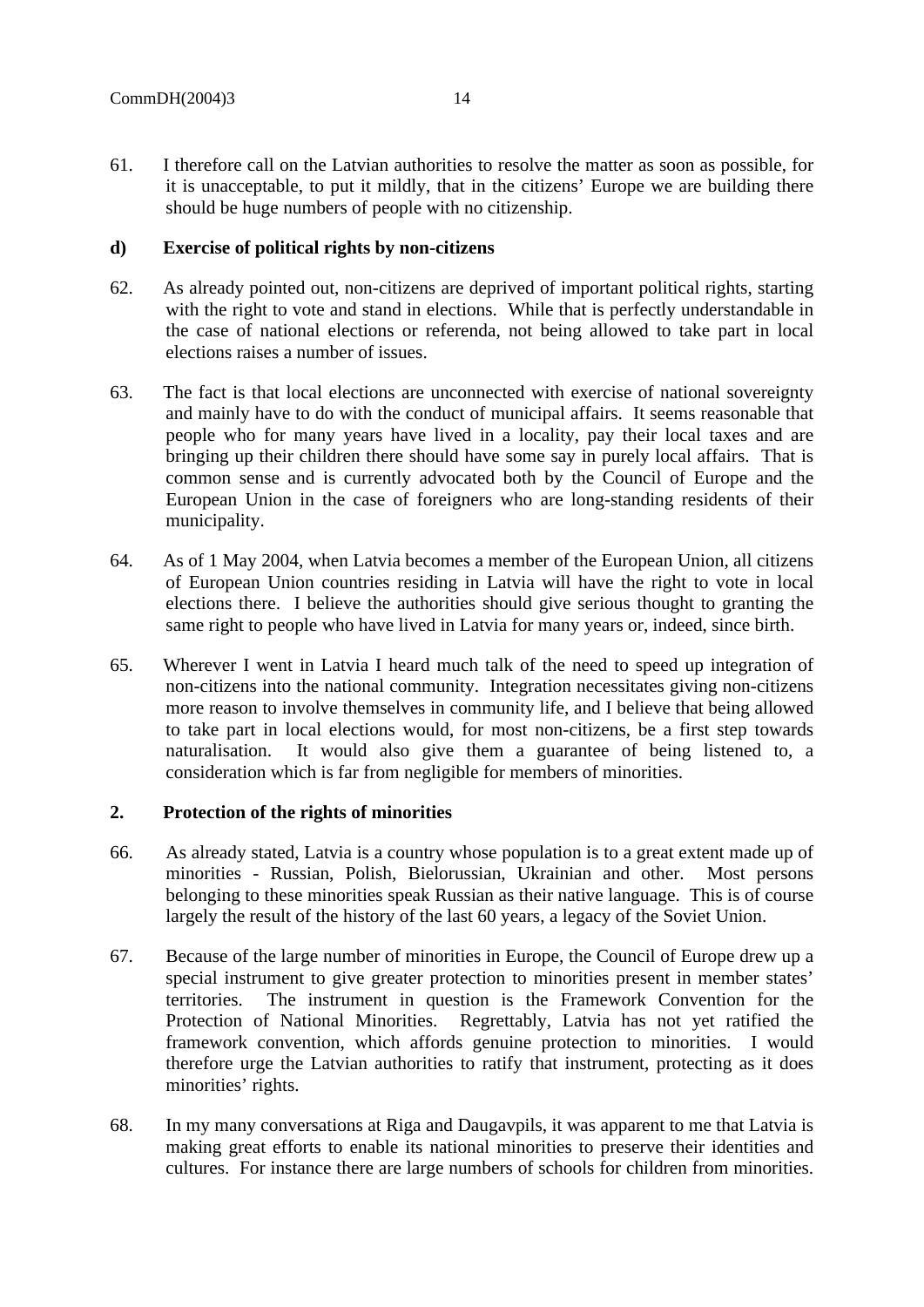61. I therefore call on the Latvian authorities to resolve the matter as soon as possible, for it is unacceptable, to put it mildly, that in the citizens' Europe we are building there should be huge numbers of people with no citizenship.

### d) Exercise of political rights by non-citizens

62. As already pointed out, non-citizens are deprived of important political rights, starting with the right to vote and stand in elections. While that is perfectly understandable in the case of national elections or referenda, not being allowed to take part in local elections raises a number of issues.

63. The fact is that local elections are unconnected with exercise of national sovereignty and mainly have to do with the conduct of municipal affairs. It seems reasonable that people who for many years have lived in a locality, pay their local taxes and are bringing up their children there should have some say in purely local affairs. That is common sense and is currently advocated both by the Council of Europe and the European Union in the case of foreigners who are long-standing residents of their municipality.

64. As of 1 May 2004, when Latvia becomes a member of the European Union, all citizens of European Union countries residing in Latvia will have the right to vote in local elections there. I believe the authorities should give serious thought to granting the same right to people who have lived in Latvia for many years or, indeed, since birth.

65. Wherever I went in Latvia I heard much talk of the need to speed up integration of non-citizens into the national community. Integration necessitates giving non-citizens more reason to involve themselves in community life, and I believe that being allowed to take part in local elections would, for most non-citizens, be a first step towards naturalisation. It would also give them a guarantee of being listened to, a consideration which is far from negligible for members of minorities.

## 2. Protection of the rights of minorities

66. As already stated, Latvia is a country whose population is to a great extent made up of minorities - Russian, Polish, Bielorussian, Ukrainian and other. Most persons belonging to these minorities speak Russian as their native language. This is of course largely the result of the history of the last 60 years, a legacy of the Soviet Union.

67. Because of the large number of minorities in Europe, the Council of Europe drew up a special instrument to give greater protection to minorities present in member states' territories. The instrument in question is the Framework Convention for the Protection of National Minorities. Regrettably, Latvia has not yet ratified the framework convention, which affords genuine protection to minorities. I would therefore urge the Latvian authorities to ratify that instrument, protecting as it does minorities' rights.

68. In my many conversations at Riga and Daugavpils, it was apparent to me that Latvia is making great efforts to enable its national minorities to preserve their identities and cultures. For instance there are large numbers of schools for children from minorities.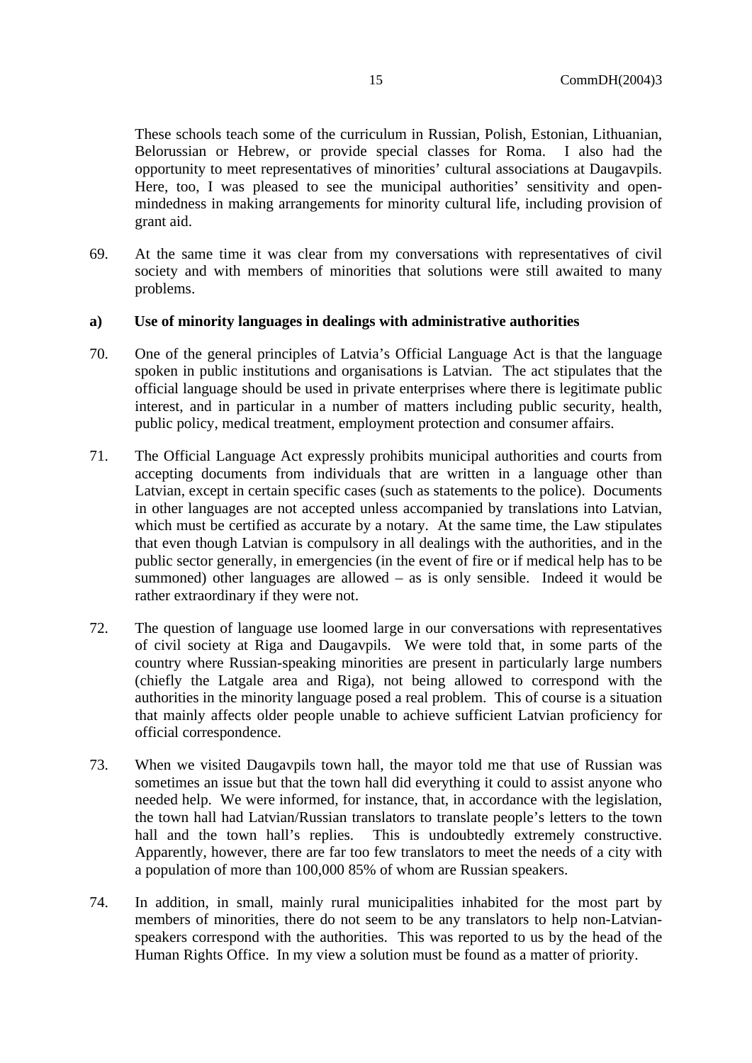These schools teach some of the curriculum in Russian, Polish, Estonian, Lithuanian, Belorussian or Hebrew, or provide special classes for Roma. I also had the opportunity to meet representatives of minorities' cultural associations at Daugavpils. Here, too, I was pleased to see the municipal authorities' sensitivity and open-mindedness in making arrangements for minority cultural life, including provision of grant aid.

69. At the same time it was clear from my conversations with representatives of civil society and with members of minorities that solutions were still awaited to many problems.

**a) Use of minority languages in dealings with administrative authorities**

70. One of the general principles of Latvia's Official Language Act is that the language spoken in public institutions and organisations is Latvian. The act stipulates that the official language should be used in private enterprises where there is legitimate public interest, and in particular in a number of matters including public security, health, public policy, medical treatment, employment protection and consumer affairs.

71. The Official Language Act expressly prohibits municipal authorities and courts from accepting documents from individuals that are written in a language other than Latvian, except in certain specific cases (such as statements to the police). Documents in other languages are not accepted unless accompanied by translations into Latvian, which must be certified as accurate by a notary. At the same time, the Law stipulates that even though Latvian is compulsory in all dealings with the authorities, and in the public sector generally, in emergencies (in the event of fire or if medical help has to be summoned) other languages are allowed – as is only sensible. Indeed it would be rather extraordinary if they were not.

72. The question of language use loomed large in our conversations with representatives of civil society at Riga and Daugavpils. We were told that, in some parts of the country where Russian-speaking minorities are present in particularly large numbers (chiefly the Latgale area and Riga), not being allowed to correspond with the authorities in the minority language posed a real problem. This of course is a situation that mainly affects older people unable to achieve sufficient Latvian proficiency for official correspondence.

73. When we visited Daugavpils town hall, the mayor told me that use of Russian was sometimes an issue but that the town hall did everything it could to assist anyone who needed help. We were informed, for instance, that, in accordance with the legislation, the town hall had Latvian/Russian translators to translate people's letters to the town hall and the town hall's replies. This is undoubtedly extremely constructive. Apparently, however, there are far too few translators to meet the needs of a city with a population of more than 100,000 85% of whom are Russian speakers.

74. In addition, in small, mainly rural municipalities inhabited for the most part by members of minorities, there do not seem to be any translators to help non-Latvian-speakers correspond with the authorities. This was reported to us by the head of the Human Rights Office. In my view a solution must be found as a matter of priority.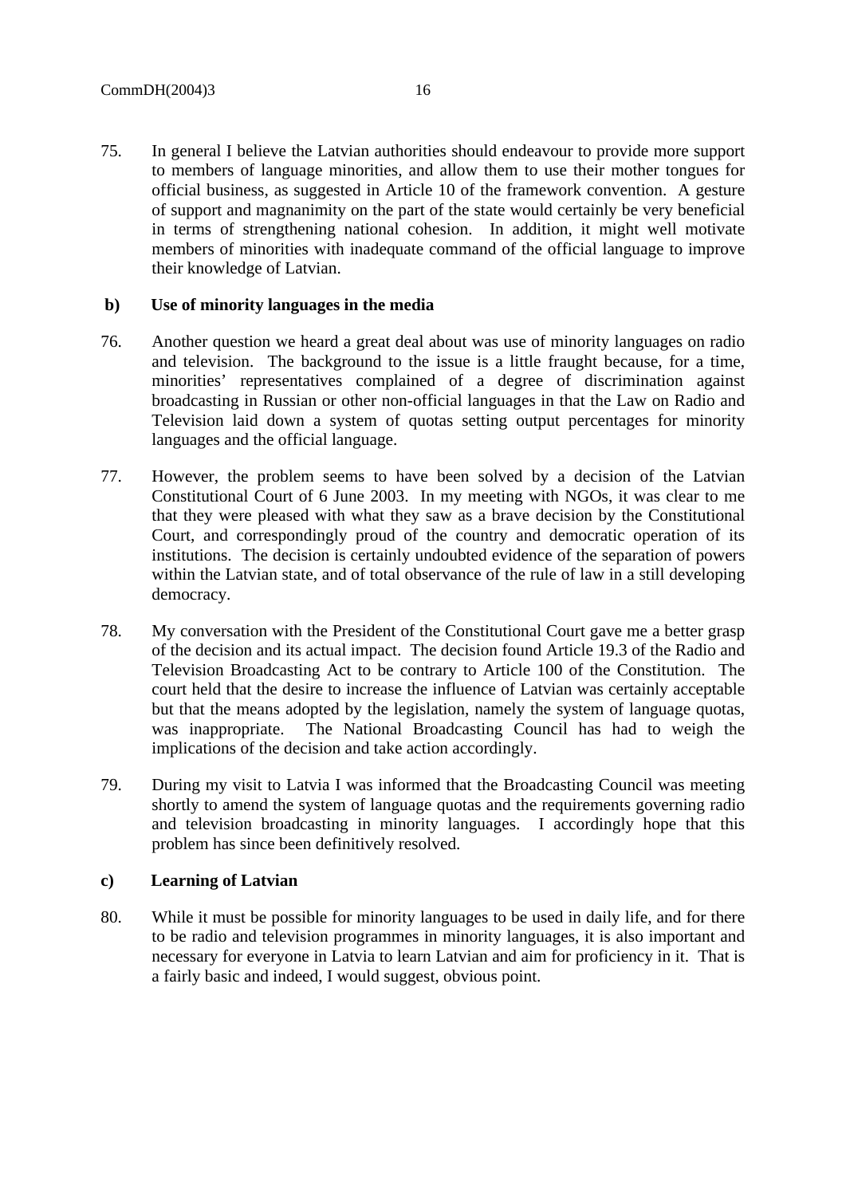75. In general I believe the Latvian authorities should endeavour to provide more support to members of language minorities, and allow them to use their mother tongues for official business, as suggested in Article 10 of the framework convention. A gesture of support and magnanimity on the part of the state would certainly be very beneficial in terms of strengthening national cohesion. In addition, it might well motivate members of minorities with inadequate command of the official language to improve their knowledge of Latvian.

**b) Use of minority languages in the media**

76. Another question we heard a great deal about was use of minority languages on radio and television. The background to the issue is a little fraught because, for a time, minorities' representatives complained of a degree of discrimination against broadcasting in Russian or other non-official languages in that the Law on Radio and Television laid down a system of quotas setting output percentages for minority languages and the official language.

77. However, the problem seems to have been solved by a decision of the Latvian Constitutional Court of 6 June 2003. In my meeting with NGOs, it was clear to me that they were pleased with what they saw as a brave decision by the Constitutional Court, and correspondingly proud of the country and democratic operation of its institutions. The decision is certainly undoubted evidence of the separation of powers within the Latvian state, and of total observance of the rule of law in a still developing democracy.

78. My conversation with the President of the Constitutional Court gave me a better grasp of the decision and its actual impact. The decision found Article 19.3 of the Radio and Television Broadcasting Act to be contrary to Article 100 of the Constitution. The court held that the desire to increase the influence of Latvian was certainly acceptable but that the means adopted by the legislation, namely the system of language quotas, was inappropriate. The National Broadcasting Council has had to weigh the implications of the decision and take action accordingly.

79. During my visit to Latvia I was informed that the Broadcasting Council was meeting shortly to amend the system of language quotas and the requirements governing radio and television broadcasting in minority languages. I accordingly hope that this problem has since been definitively resolved.

**c) Learning of Latvian**

80. While it must be possible for minority languages to be used in daily life, and for there to be radio and television programmes in minority languages, it is also important and necessary for everyone in Latvia to learn Latvian and aim for proficiency in it. That is a fairly basic and indeed, I would suggest, obvious point.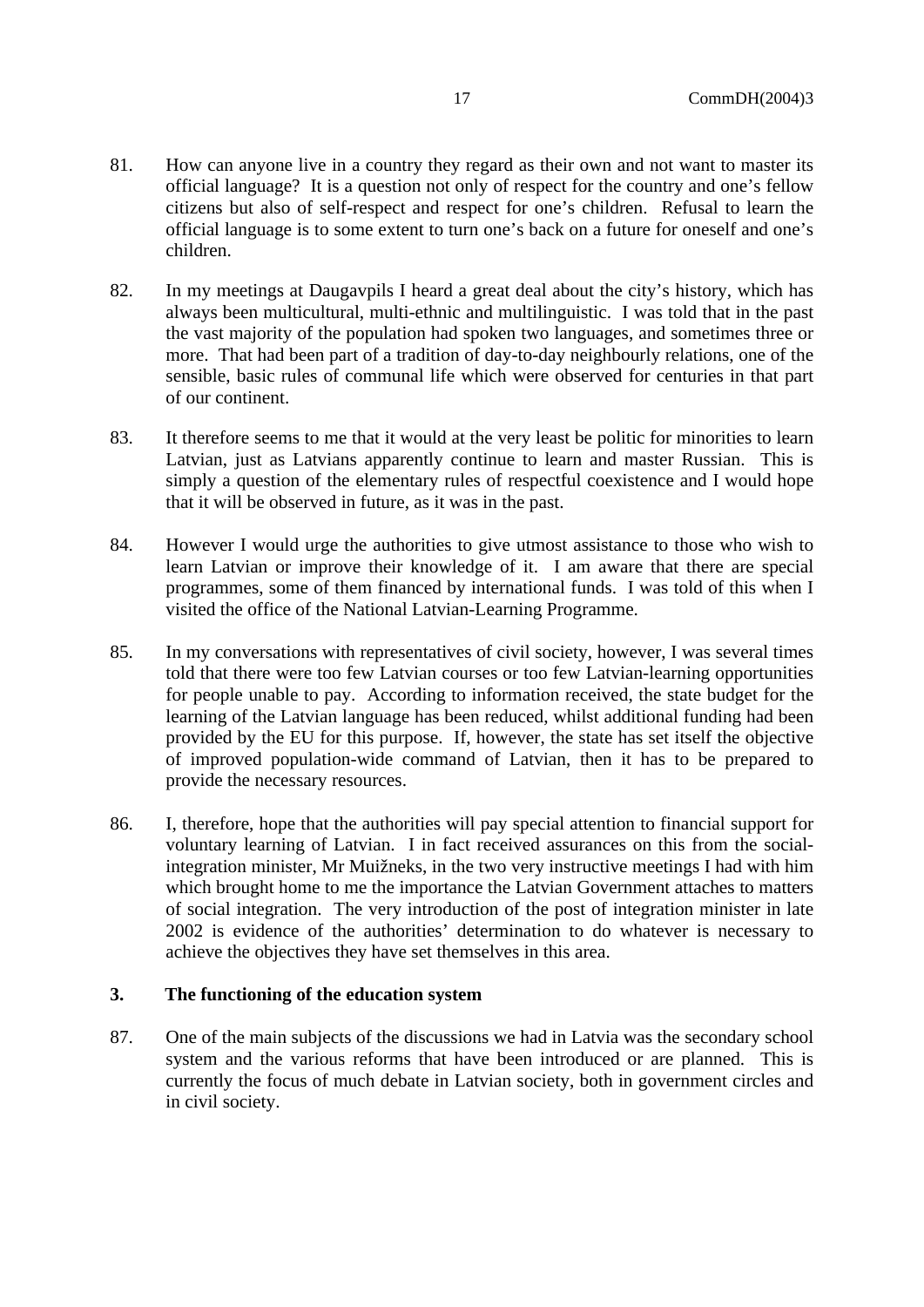81. How can anyone live in a country they regard as their own and not want to master its official language? It is a question not only of respect for the country and one's fellow citizens but also of self-respect and respect for one's children. Refusal to learn the official language is to some extent to turn one's back on a future for oneself and one's children.

82. In my meetings at Daugavpils I heard a great deal about the city's history, which has always been multicultural, multi-ethnic and multilinguistic. I was told that in the past the vast majority of the population had spoken two languages, and sometimes three or more. That had been part of a tradition of day-to-day neighbourly relations, one of the sensible, basic rules of communal life which were observed for centuries in that part of our continent.

83. It therefore seems to me that it would at the very least be politic for minorities to learn Latvian, just as Latvians apparently continue to learn and master Russian. This is simply a question of the elementary rules of respectful coexistence and I would hope that it will be observed in future, as it was in the past.

84. However I would urge the authorities to give utmost assistance to those who wish to learn Latvian or improve their knowledge of it. I am aware that there are special programmes, some of them financed by international funds. I was told of this when I visited the office of the National Latvian-Learning Programme.

85. In my conversations with representatives of civil society, however, I was several times told that there were too few Latvian courses or too few Latvian-learning opportunities for people unable to pay. According to information received, the state budget for the learning of the Latvian language has been reduced, whilst additional funding had been provided by the EU for this purpose. If, however, the state has set itself the objective of improved population-wide command of Latvian, then it has to be prepared to provide the necessary resources.

86. I, therefore, hope that the authorities will pay special attention to financial support for voluntary learning of Latvian. I in fact received assurances on this from the social-integration minister, Mr Muižneks, in the two very instructive meetings I had with him which brought home to me the importance the Latvian Government attaches to matters of social integration. The very introduction of the post of integration minister in late 2002 is evidence of the authorities' determination to do whatever is necessary to achieve the objectives they have set themselves in this area.

### 3. The functioning of the education system

87. One of the main subjects of the discussions we had in Latvia was the secondary school system and the various reforms that have been introduced or are planned. This is currently the focus of much debate in Latvian society, both in government circles and in civil society.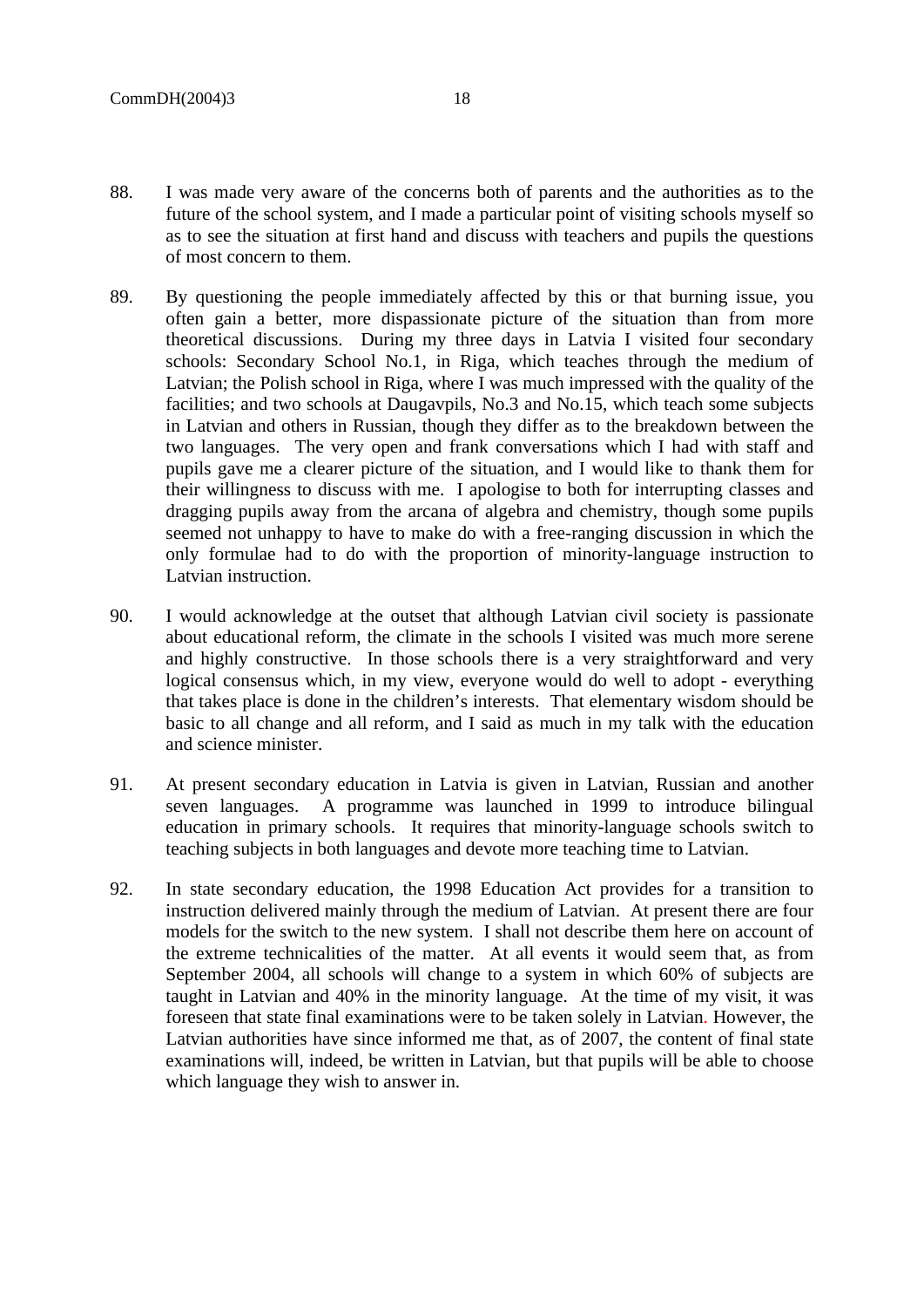88. I was made very aware of the concerns both of parents and the authorities as to the future of the school system, and I made a particular point of visiting schools myself so as to see the situation at first hand and discuss with teachers and pupils the questions of most concern to them.

89. By questioning the people immediately affected by this or that burning issue, you often gain a better, more dispassionate picture of the situation than from more theoretical discussions. During my three days in Latvia I visited four secondary schools: Secondary School No.1, in Riga, which teaches through the medium of Latvian; the Polish school in Riga, where I was much impressed with the quality of the facilities; and two schools at Daugavpils, No.3 and No.15, which teach some subjects in Latvian and others in Russian, though they differ as to the breakdown between the two languages. The very open and frank conversations which I had with staff and pupils gave me a clearer picture of the situation, and I would like to thank them for their willingness to discuss with me. I apologise to both for interrupting classes and dragging pupils away from the arcana of algebra and chemistry, though some pupils seemed not unhappy to have to make do with a free-ranging discussion in which the only formulae had to do with the proportion of minority-language instruction to Latvian instruction.

90. I would acknowledge at the outset that although Latvian civil society is passionate about educational reform, the climate in the schools I visited was much more serene and highly constructive. In those schools there is a very straightforward and very logical consensus which, in my view, everyone would do well to adopt - everything that takes place is done in the children's interests. That elementary wisdom should be basic to all change and all reform, and I said as much in my talk with the education and science minister.

91. At present secondary education in Latvia is given in Latvian, Russian and another seven languages. A programme was launched in 1999 to introduce bilingual education in primary schools. It requires that minority-language schools switch to teaching subjects in both languages and devote more teaching time to Latvian.

92. In state secondary education, the 1998 Education Act provides for a transition to instruction delivered mainly through the medium of Latvian. At present there are four models for the switch to the new system. I shall not describe them here on account of the extreme technicalities of the matter. At all events it would seem that, as from September 2004, all schools will change to a system in which 60% of subjects are taught in Latvian and 40% in the minority language. At the time of my visit, it was foreseen that state final examinations were to be taken solely in Latvian. However, the Latvian authorities have since informed me that, as of 2007, the content of final state examinations will, indeed, be written in Latvian, but that pupils will be able to choose which language they wish to answer in.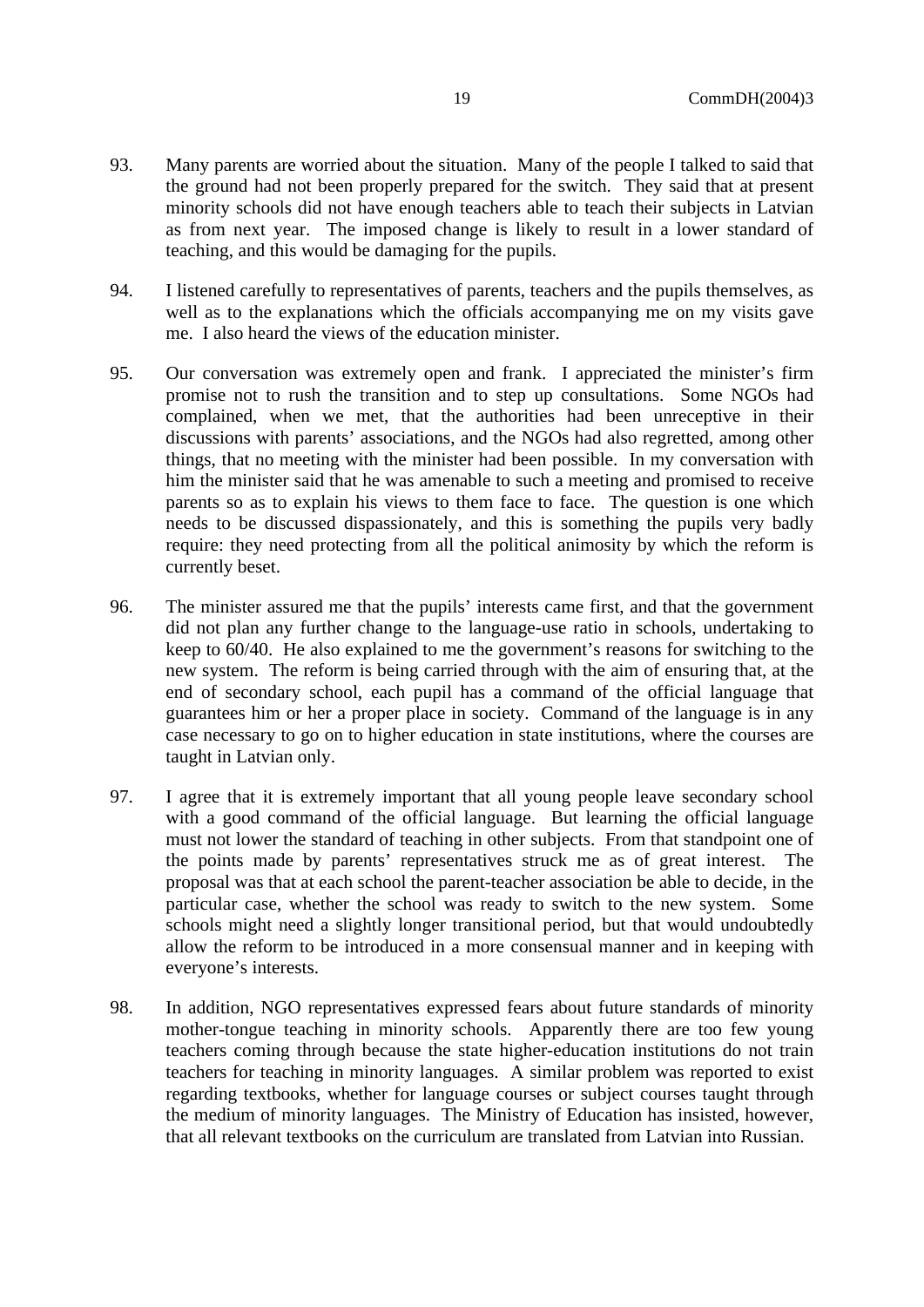93. Many parents are worried about the situation. Many of the people I talked to said that the ground had not been properly prepared for the switch. They said that at present minority schools did not have enough teachers able to teach their subjects in Latvian as from next year. The imposed change is likely to result in a lower standard of teaching, and this would be damaging for the pupils.

94. I listened carefully to representatives of parents, teachers and the pupils themselves, as well as to the explanations which the officials accompanying me on my visits gave me. I also heard the views of the education minister.

95. Our conversation was extremely open and frank. I appreciated the minister's firm promise not to rush the transition and to step up consultations. Some NGOs had complained, when we met, that the authorities had been unreceptive in their discussions with parents' associations, and the NGOs had also regretted, among other things, that no meeting with the minister had been possible. In my conversation with him the minister said that he was amenable to such a meeting and promised to receive parents so as to explain his views to them face to face. The question is one which needs to be discussed dispassionately, and this is something the pupils very badly require: they need protecting from all the political animosity by which the reform is currently beset.

96. The minister assured me that the pupils' interests came first, and that the government did not plan any further change to the language-use ratio in schools, undertaking to keep to 60/40. He also explained to me the government's reasons for switching to the new system. The reform is being carried through with the aim of ensuring that, at the end of secondary school, each pupil has a command of the official language that guarantees him or her a proper place in society. Command of the language is in any case necessary to go on to higher education in state institutions, where the courses are taught in Latvian only.

97. I agree that it is extremely important that all young people leave secondary school with a good command of the official language. But learning the official language must not lower the standard of teaching in other subjects. From that standpoint one of the points made by parents' representatives struck me as of great interest. The proposal was that at each school the parent-teacher association be able to decide, in the particular case, whether the school was ready to switch to the new system. Some schools might need a slightly longer transitional period, but that would undoubtedly allow the reform to be introduced in a more consensual manner and in keeping with everyone's interests.

98. In addition, NGO representatives expressed fears about future standards of minority mother-tongue teaching in minority schools. Apparently there are too few young teachers coming through because the state higher-education institutions do not train teachers for teaching in minority languages. A similar problem was reported to exist regarding textbooks, whether for language courses or subject courses taught through the medium of minority languages. The Ministry of Education has insisted, however, that all relevant textbooks on the curriculum are translated from Latvian into Russian.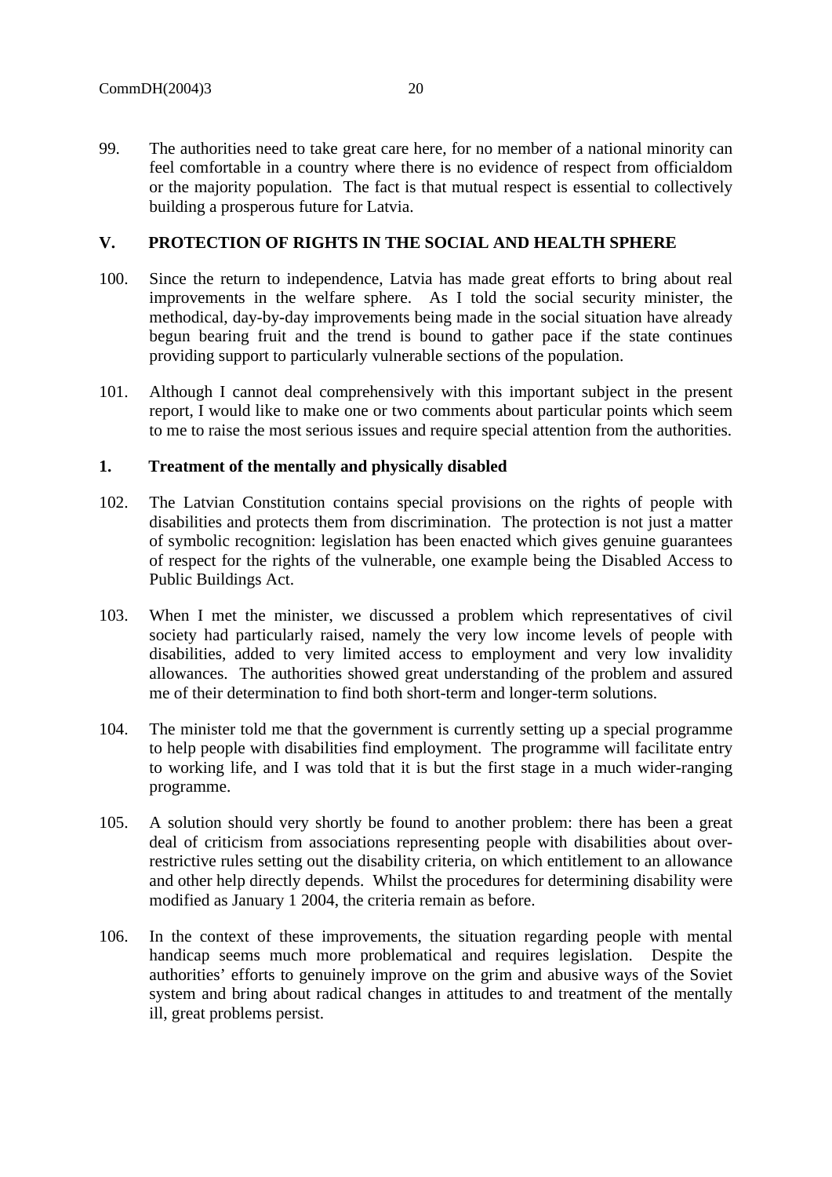99. The authorities need to take great care here, for no member of a national minority can feel comfortable in a country where there is no evidence of respect from officialdom or the majority population. The fact is that mutual respect is essential to collectively building a prosperous future for Latvia.

## V. PROTECTION OF RIGHTS IN THE SOCIAL AND HEALTH SPHERE

100. Since the return to independence, Latvia has made great efforts to bring about real improvements in the welfare sphere. As I told the social security minister, the methodical, day-by-day improvements being made in the social situation have already begun bearing fruit and the trend is bound to gather pace if the state continues providing support to particularly vulnerable sections of the population.

101. Although I cannot deal comprehensively with this important subject in the present report, I would like to make one or two comments about particular points which seem to me to raise the most serious issues and require special attention from the authorities.

### 1. Treatment of the mentally and physically disabled

102. The Latvian Constitution contains special provisions on the rights of people with disabilities and protects them from discrimination. The protection is not just a matter of symbolic recognition: legislation has been enacted which gives genuine guarantees of respect for the rights of the vulnerable, one example being the Disabled Access to Public Buildings Act.

103. When I met the minister, we discussed a problem which representatives of civil society had particularly raised, namely the very low income levels of people with disabilities, added to very limited access to employment and very low invalidity allowances. The authorities showed great understanding of the problem and assured me of their determination to find both short-term and longer-term solutions.

104. The minister told me that the government is currently setting up a special programme to help people with disabilities find employment. The programme will facilitate entry to working life, and I was told that it is but the first stage in a much wider-ranging programme.

105. A solution should very shortly be found to another problem: there has been a great deal of criticism from associations representing people with disabilities about over-restrictive rules setting out the disability criteria, on which entitlement to an allowance and other help directly depends. Whilst the procedures for determining disability were modified as January 1 2004, the criteria remain as before.

106. In the context of these improvements, the situation regarding people with mental handicap seems much more problematical and requires legislation. Despite the authorities' efforts to genuinely improve on the grim and abusive ways of the Soviet system and bring about radical changes in attitudes to and treatment of the mentally ill, great problems persist.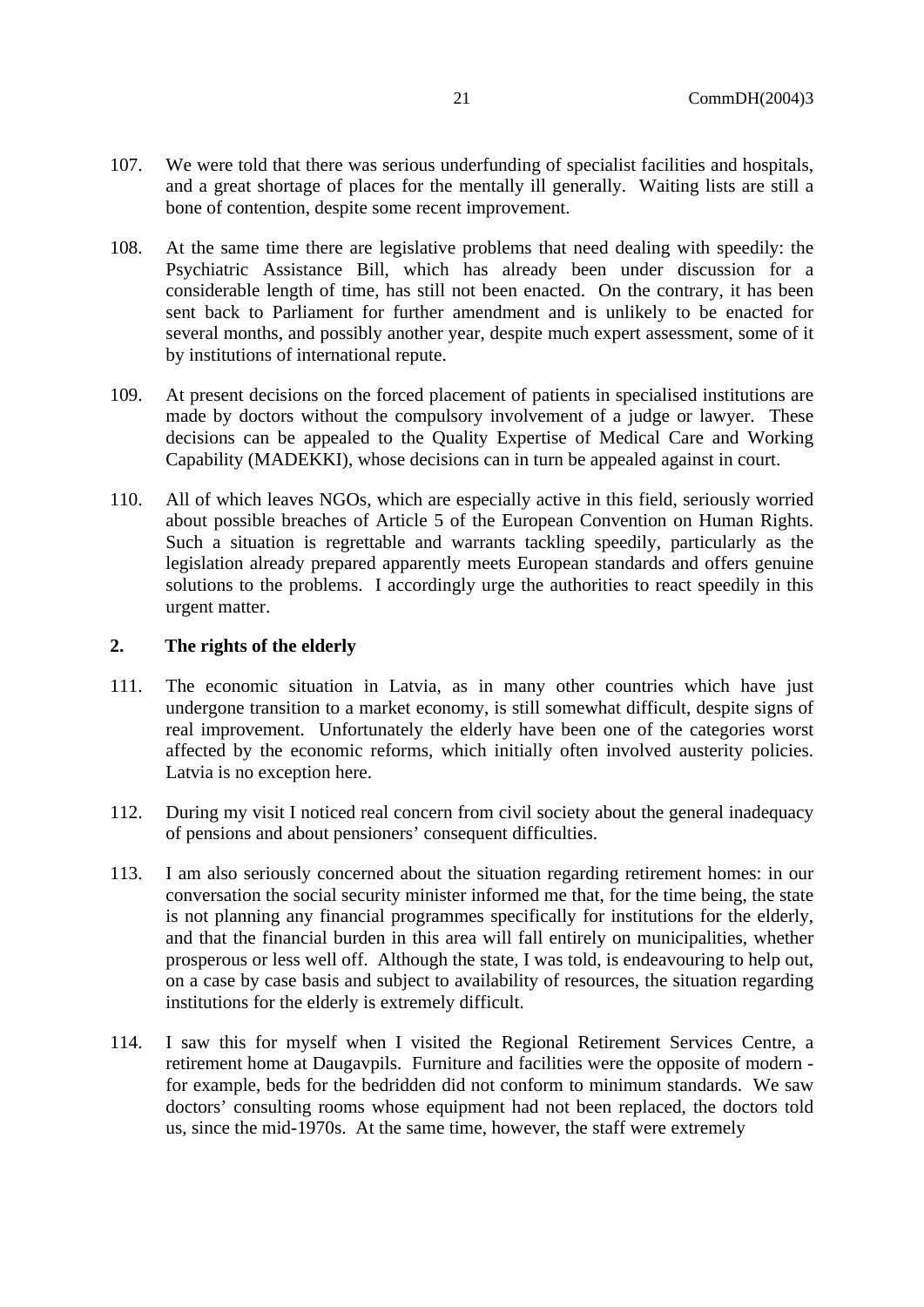107. We were told that there was serious underfunding of specialist facilities and hospitals, and a great shortage of places for the mentally ill generally. Waiting lists are still a bone of contention, despite some recent improvement.

108. At the same time there are legislative problems that need dealing with speedily: the Psychiatric Assistance Bill, which has already been under discussion for a considerable length of time, has still not been enacted. On the contrary, it has been sent back to Parliament for further amendment and is unlikely to be enacted for several months, and possibly another year, despite much expert assessment, some of it by institutions of international repute.

109. At present decisions on the forced placement of patients in specialised institutions are made by doctors without the compulsory involvement of a judge or lawyer. These decisions can be appealed to the Quality Expertise of Medical Care and Working Capability (MADEKKI), whose decisions can in turn be appealed against in court.

110. All of which leaves NGOs, which are especially active in this field, seriously worried about possible breaches of Article 5 of the European Convention on Human Rights. Such a situation is regrettable and warrants tackling speedily, particularly as the legislation already prepared apparently meets European standards and offers genuine solutions to the problems. I accordingly urge the authorities to react speedily in this urgent matter.

## 2. The rights of the elderly

111. The economic situation in Latvia, as in many other countries which have just undergone transition to a market economy, is still somewhat difficult, despite signs of real improvement. Unfortunately the elderly have been one of the categories worst affected by the economic reforms, which initially often involved austerity policies. Latvia is no exception here.

112. During my visit I noticed real concern from civil society about the general inadequacy of pensions and about pensioners' consequent difficulties.

113. I am also seriously concerned about the situation regarding retirement homes: in our conversation the social security minister informed me that, for the time being, the state is not planning any financial programmes specifically for institutions for the elderly, and that the financial burden in this area will fall entirely on municipalities, whether prosperous or less well off. Although the state, I was told, is endeavouring to help out, on a case by case basis and subject to availability of resources, the situation regarding institutions for the elderly is extremely difficult.

114. I saw this for myself when I visited the Regional Retirement Services Centre, a retirement home at Daugavpils. Furniture and facilities were the opposite of modern - for example, beds for the bedridden did not conform to minimum standards. We saw doctors' consulting rooms whose equipment had not been replaced, the doctors told us, since the mid-1970s. At the same time, however, the staff were extremely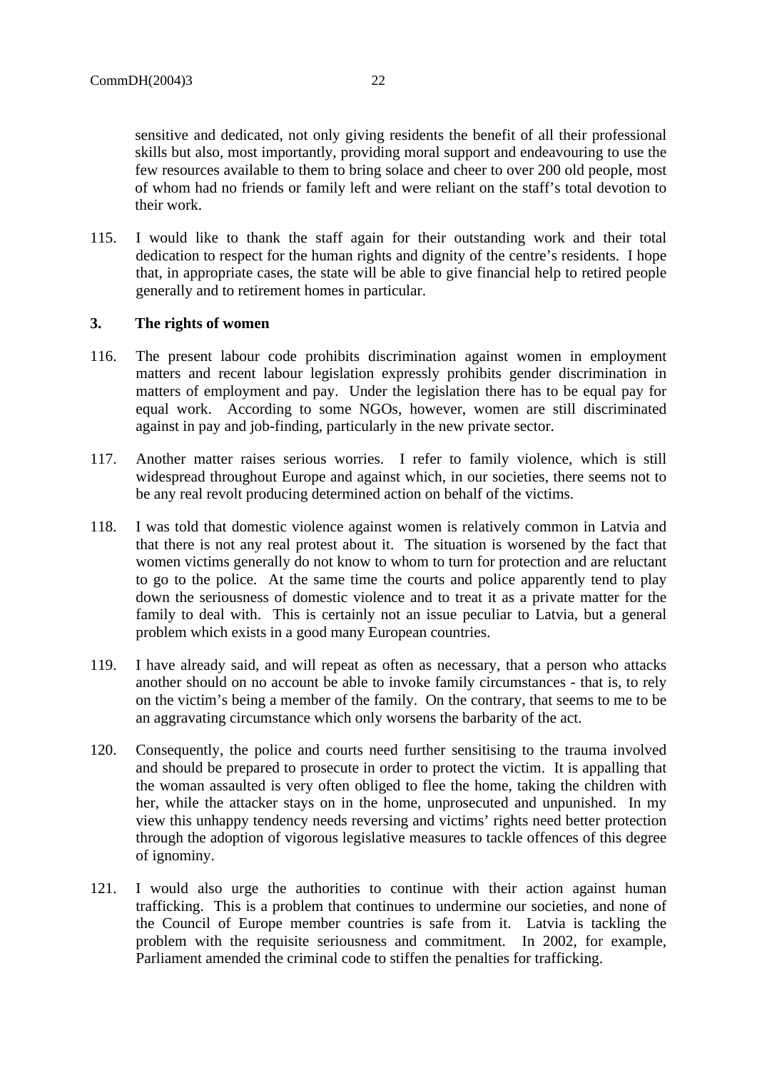sensitive and dedicated, not only giving residents the benefit of all their professional skills but also, most importantly, providing moral support and endeavouring to use the few resources available to them to bring solace and cheer to over 200 old people, most of whom had no friends or family left and were reliant on the staff's total devotion to their work.

115. I would like to thank the staff again for their outstanding work and their total dedication to respect for the human rights and dignity of the centre's residents. I hope that, in appropriate cases, the state will be able to give financial help to retired people generally and to retirement homes in particular.

### 3. The rights of women

116. The present labour code prohibits discrimination against women in employment matters and recent labour legislation expressly prohibits gender discrimination in matters of employment and pay. Under the legislation there has to be equal pay for equal work. According to some NGOs, however, women are still discriminated against in pay and job-finding, particularly in the new private sector.

117. Another matter raises serious worries. I refer to family violence, which is still widespread throughout Europe and against which, in our societies, there seems not to be any real revolt producing determined action on behalf of the victims.

118. I was told that domestic violence against women is relatively common in Latvia and that there is not any real protest about it. The situation is worsened by the fact that women victims generally do not know to whom to turn for protection and are reluctant to go to the police. At the same time the courts and police apparently tend to play down the seriousness of domestic violence and to treat it as a private matter for the family to deal with. This is certainly not an issue peculiar to Latvia, but a general problem which exists in a good many European countries.

119. I have already said, and will repeat as often as necessary, that a person who attacks another should on no account be able to invoke family circumstances - that is, to rely on the victim's being a member of the family. On the contrary, that seems to me to be an aggravating circumstance which only worsens the barbarity of the act.

120. Consequently, the police and courts need further sensitising to the trauma involved and should be prepared to prosecute in order to protect the victim. It is appalling that the woman assaulted is very often obliged to flee the home, taking the children with her, while the attacker stays on in the home, unprosecuted and unpunished. In my view this unhappy tendency needs reversing and victims' rights need better protection through the adoption of vigorous legislative measures to tackle offences of this degree of ignominy.

121. I would also urge the authorities to continue with their action against human trafficking. This is a problem that continues to undermine our societies, and none of the Council of Europe member countries is safe from it. Latvia is tackling the problem with the requisite seriousness and commitment. In 2002, for example, Parliament amended the criminal code to stiffen the penalties for trafficking.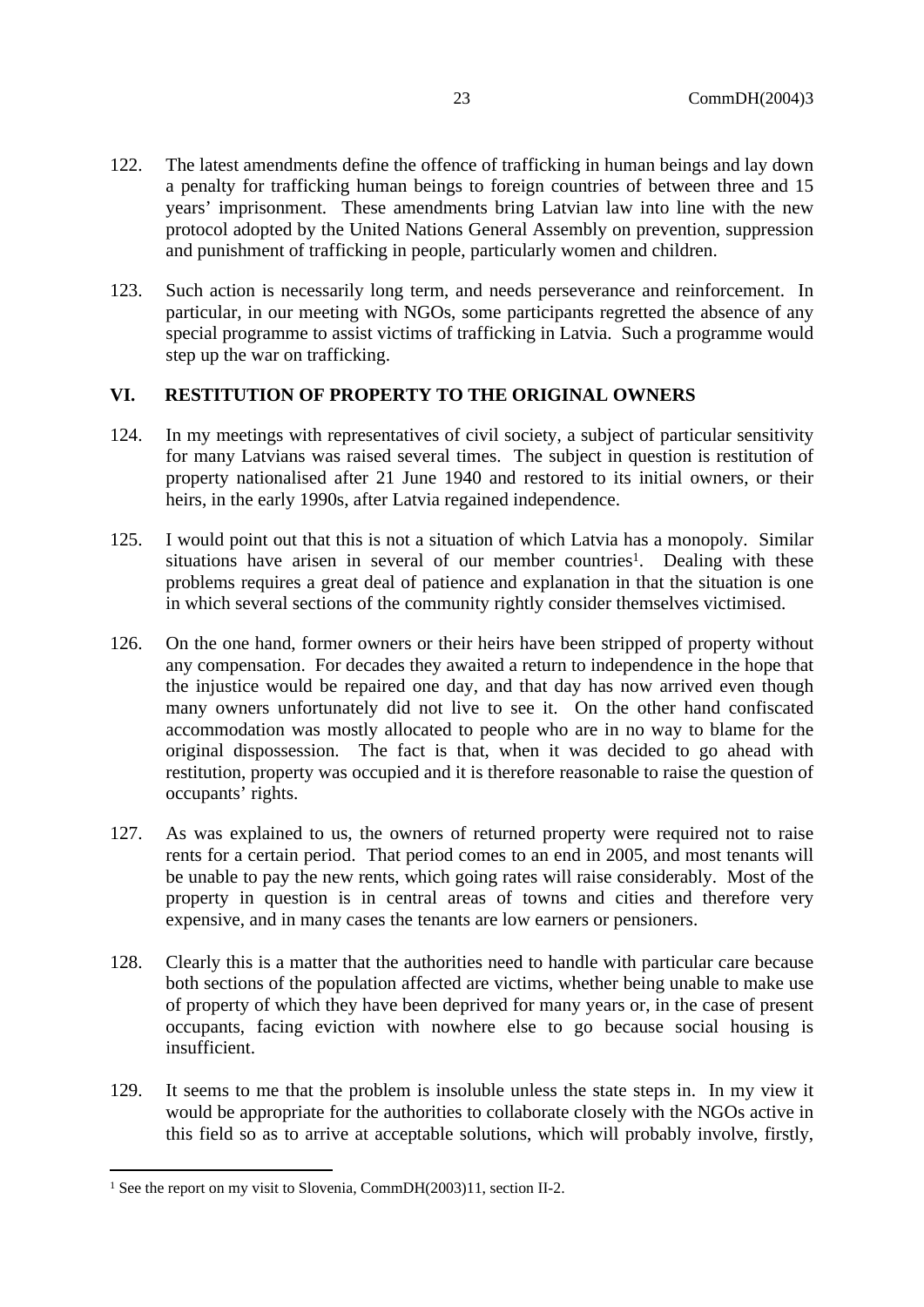122. The latest amendments define the offence of trafficking in human beings and lay down a penalty for trafficking human beings to foreign countries of between three and 15 years' imprisonment. These amendments bring Latvian law into line with the new protocol adopted by the United Nations General Assembly on prevention, suppression and punishment of trafficking in people, particularly women and children.

123. Such action is necessarily long term, and needs perseverance and reinforcement. In particular, in our meeting with NGOs, some participants regretted the absence of any special programme to assist victims of trafficking in Latvia. Such a programme would step up the war on trafficking.

## VI. RESTITUTION OF PROPERTY TO THE ORIGINAL OWNERS

124. In my meetings with representatives of civil society, a subject of particular sensitivity for many Latvians was raised several times. The subject in question is restitution of property nationalised after 21 June 1940 and restored to its initial owners, or their heirs, in the early 1990s, after Latvia regained independence.

125. I would point out that this is not a situation of which Latvia has a monopoly. Similar situations have arisen in several of our member countries[1]. Dealing with these problems requires a great deal of patience and explanation in that the situation is one in which several sections of the community rightly consider themselves victimised.

126. On the one hand, former owners or their heirs have been stripped of property without any compensation. For decades they awaited a return to independence in the hope that the injustice would be repaired one day, and that day has now arrived even though many owners unfortunately did not live to see it. On the other hand confiscated accommodation was mostly allocated to people who are in no way to blame for the original dispossession. The fact is that, when it was decided to go ahead with restitution, property was occupied and it is therefore reasonable to raise the question of occupants' rights.

127. As was explained to us, the owners of returned property were required not to raise rents for a certain period. That period comes to an end in 2005, and most tenants will be unable to pay the new rents, which going rates will raise considerably. Most of the property in question is in central areas of towns and cities and therefore very expensive, and in many cases the tenants are low earners or pensioners.

128. Clearly this is a matter that the authorities need to handle with particular care because both sections of the population affected are victims, whether being unable to make use of property of which they have been deprived for many years or, in the case of present occupants, facing eviction with nowhere else to go because social housing is insufficient.

129. It seems to me that the problem is insoluble unless the state steps in. In my view it would be appropriate for the authorities to collaborate closely with the NGOs active in this field so as to arrive at acceptable solutions, which will probably involve, firstly,

---

[1] See the report on my visit to Slovenia, CommDH(2003)11, section II-2.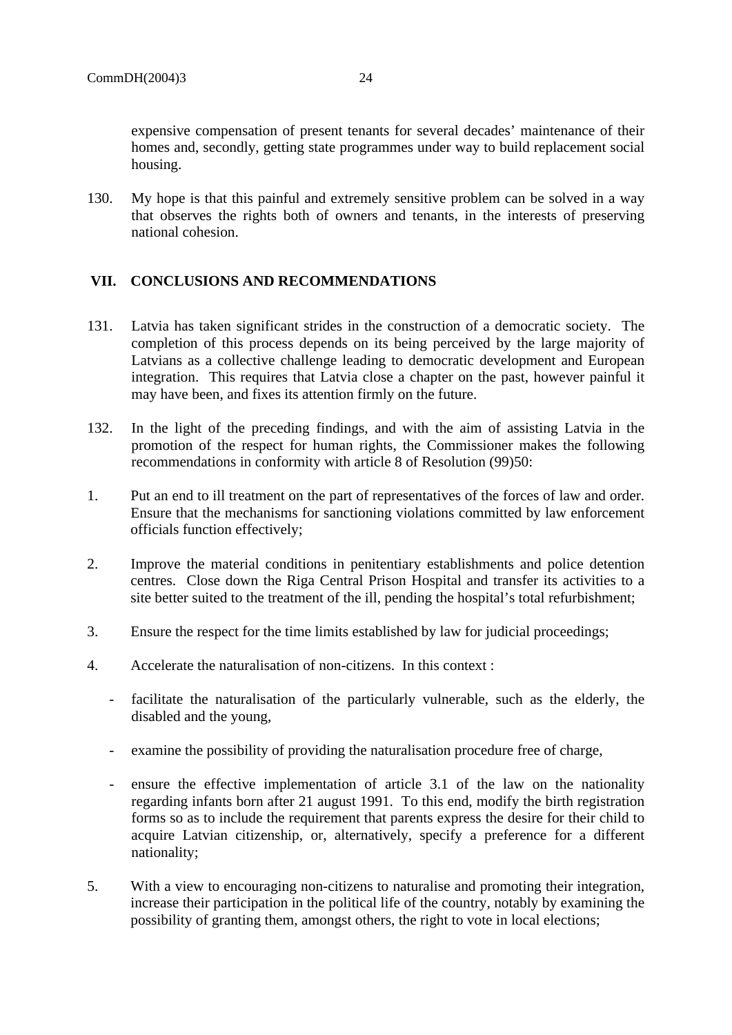expensive compensation of present tenants for several decades' maintenance of their homes and, secondly, getting state programmes under way to build replacement social housing.

130. My hope is that this painful and extremely sensitive problem can be solved in a way that observes the rights both of owners and tenants, in the interests of preserving national cohesion.

## VII. CONCLUSIONS AND RECOMMENDATIONS

131. Latvia has taken significant strides in the construction of a democratic society. The completion of this process depends on its being perceived by the large majority of Latvians as a collective challenge leading to democratic development and European integration. This requires that Latvia close a chapter on the past, however painful it may have been, and fixes its attention firmly on the future.

132. In the light of the preceding findings, and with the aim of assisting Latvia in the promotion of the respect for human rights, the Commissioner makes the following recommendations in conformity with article 8 of Resolution (99)50:

1. Put an end to ill treatment on the part of representatives of the forces of law and order. Ensure that the mechanisms for sanctioning violations committed by law enforcement officials function effectively;

2. Improve the material conditions in penitentiary establishments and police detention centres. Close down the Riga Central Prison Hospital and transfer its activities to a site better suited to the treatment of the ill, pending the hospital's total refurbishment;

3. Ensure the respect for the time limits established by law for judicial proceedings;

4. Accelerate the naturalisation of non-citizens. In this context :

   - facilitate the naturalisation of the particularly vulnerable, such as the elderly, the disabled and the young,

   - examine the possibility of providing the naturalisation procedure free of charge,

   - ensure the effective implementation of article 3.1 of the law on the nationality regarding infants born after 21 august 1991. To this end, modify the birth registration forms so as to include the requirement that parents express the desire for their child to acquire Latvian citizenship, or, alternatively, specify a preference for a different nationality;

5. With a view to encouraging non-citizens to naturalise and promoting their integration, increase their participation in the political life of the country, notably by examining the possibility of granting them, amongst others, the right to vote in local elections;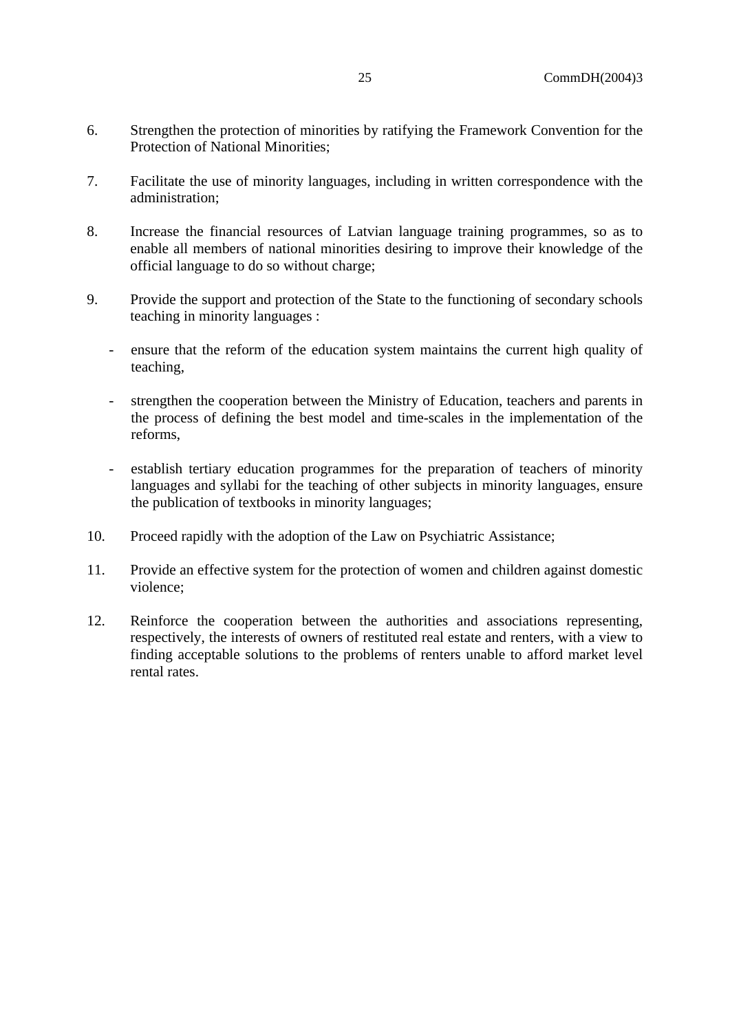6. Strengthen the protection of minorities by ratifying the Framework Convention for the Protection of National Minorities;

7. Facilitate the use of minority languages, including in written correspondence with the administration;

8. Increase the financial resources of Latvian language training programmes, so as to enable all members of national minorities desiring to improve their knowledge of the official language to do so without charge;

9. Provide the support and protection of the State to the functioning of secondary schools teaching in minority languages :

   - ensure that the reform of the education system maintains the current high quality of teaching,

   - strengthen the cooperation between the Ministry of Education, teachers and parents in the process of defining the best model and time-scales in the implementation of the reforms,

   - establish tertiary education programmes for the preparation of teachers of minority languages and syllabi for the teaching of other subjects in minority languages, ensure the publication of textbooks in minority languages;

10. Proceed rapidly with the adoption of the Law on Psychiatric Assistance;

11. Provide an effective system for the protection of women and children against domestic violence;

12. Reinforce the cooperation between the authorities and associations representing, respectively, the interests of owners of restituted real estate and renters, with a view to finding acceptable solutions to the problems of renters unable to afford market level rental rates.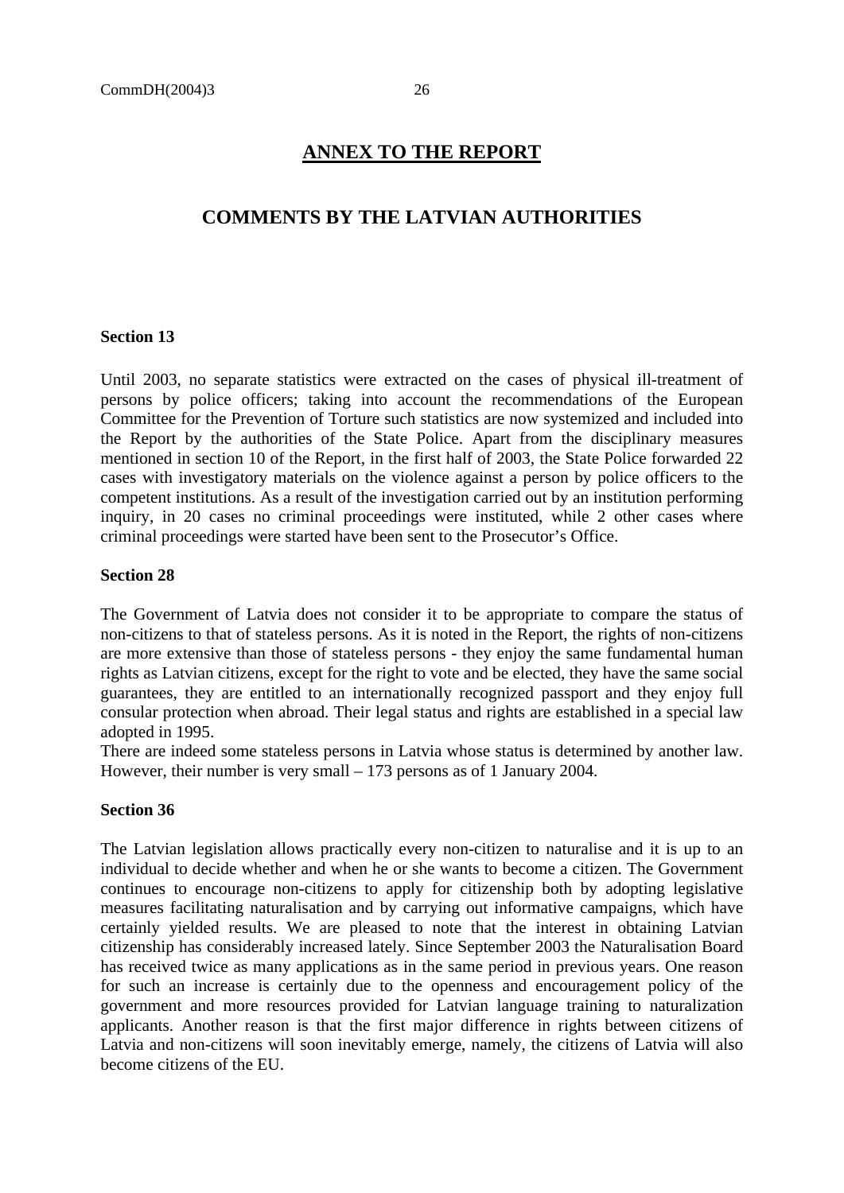## ANNEX TO THE REPORT

## COMMENTS BY THE LATVIAN AUTHORITIES

**Section 13**

Until 2003, no separate statistics were extracted on the cases of physical ill-treatment of persons by police officers; taking into account the recommendations of the European Committee for the Prevention of Torture such statistics are now systemized and included into the Report by the authorities of the State Police. Apart from the disciplinary measures mentioned in section 10 of the Report, in the first half of 2003, the State Police forwarded 22 cases with investigatory materials on the violence against a person by police officers to the competent institutions. As a result of the investigation carried out by an institution performing inquiry, in 20 cases no criminal proceedings were instituted, while 2 other cases where criminal proceedings were started have been sent to the Prosecutor's Office.

**Section 28**

The Government of Latvia does not consider it to be appropriate to compare the status of non-citizens to that of stateless persons. As it is noted in the Report, the rights of non-citizens are more extensive than those of stateless persons - they enjoy the same fundamental human rights as Latvian citizens, except for the right to vote and be elected, they have the same social guarantees, they are entitled to an internationally recognized passport and they enjoy full consular protection when abroad. Their legal status and rights are established in a special law adopted in 1995.
There are indeed some stateless persons in Latvia whose status is determined by another law. However, their number is very small – 173 persons as of 1 January 2004.

**Section 36**

The Latvian legislation allows practically every non-citizen to naturalise and it is up to an individual to decide whether and when he or she wants to become a citizen. The Government continues to encourage non-citizens to apply for citizenship both by adopting legislative measures facilitating naturalisation and by carrying out informative campaigns, which have certainly yielded results. We are pleased to note that the interest in obtaining Latvian citizenship has considerably increased lately. Since September 2003 the Naturalisation Board has received twice as many applications as in the same period in previous years. One reason for such an increase is certainly due to the openness and encouragement policy of the government and more resources provided for Latvian language training to naturalization applicants. Another reason is that the first major difference in rights between citizens of Latvia and non-citizens will soon inevitably emerge, namely, the citizens of Latvia will also become citizens of the EU.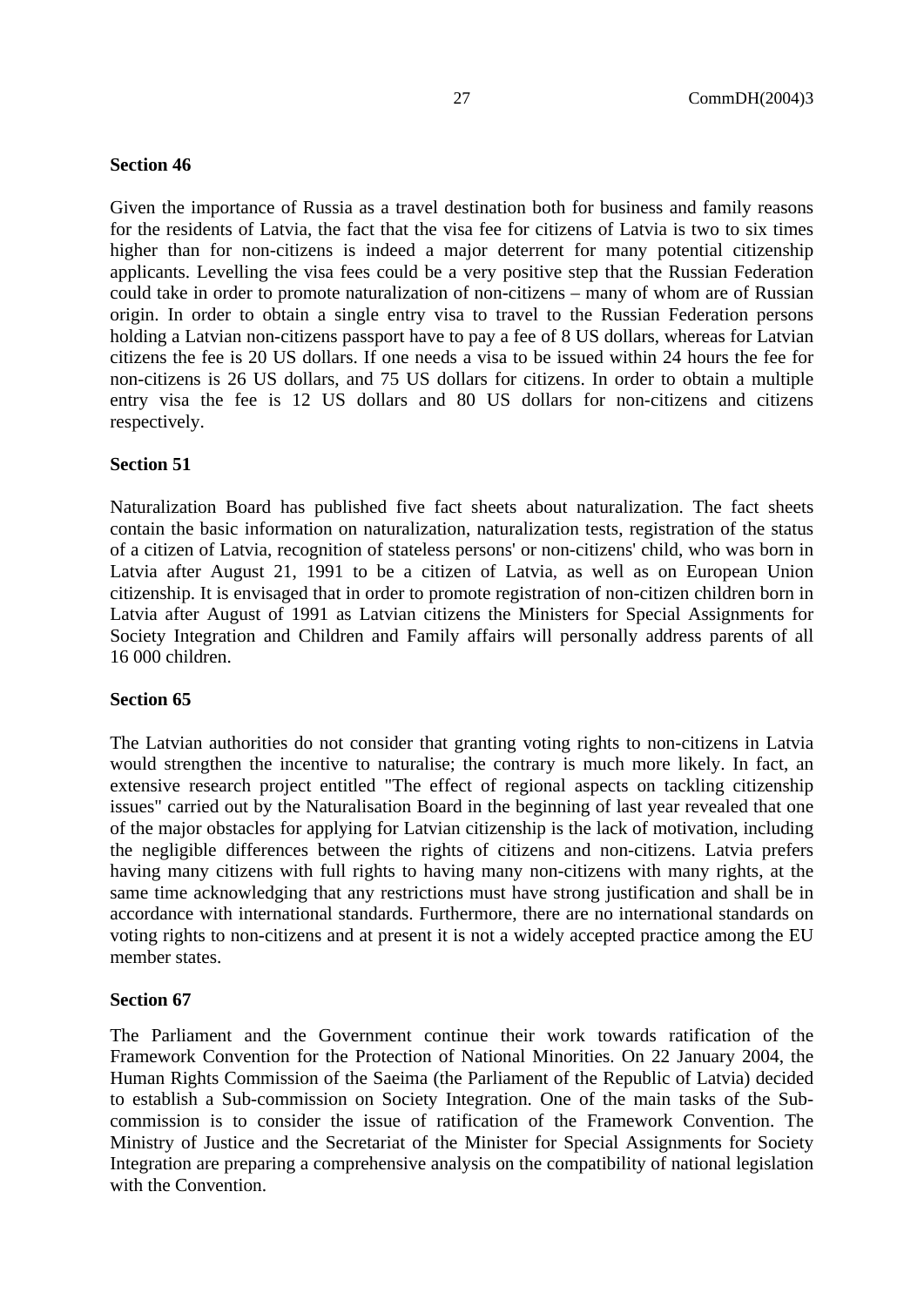**Section 46**

Given the importance of Russia as a travel destination both for business and family reasons for the residents of Latvia, the fact that the visa fee for citizens of Latvia is two to six times higher than for non-citizens is indeed a major deterrent for many potential citizenship applicants. Levelling the visa fees could be a very positive step that the Russian Federation could take in order to promote naturalization of non-citizens – many of whom are of Russian origin. In order to obtain a single entry visa to travel to the Russian Federation persons holding a Latvian non-citizens passport have to pay a fee of 8 US dollars, whereas for Latvian citizens the fee is 20 US dollars. If one needs a visa to be issued within 24 hours the fee for non-citizens is 26 US dollars, and 75 US dollars for citizens. In order to obtain a multiple entry visa the fee is 12 US dollars and 80 US dollars for non-citizens and citizens respectively.

**Section 51**

Naturalization Board has published five fact sheets about naturalization. The fact sheets contain the basic information on naturalization, naturalization tests, registration of the status of a citizen of Latvia, recognition of stateless persons' or non-citizens' child, who was born in Latvia after August 21, 1991 to be a citizen of Latvia, as well as on European Union citizenship. It is envisaged that in order to promote registration of non-citizen children born in Latvia after August of 1991 as Latvian citizens the Ministers for Special Assignments for Society Integration and Children and Family affairs will personally address parents of all 16 000 children.

**Section 65**

The Latvian authorities do not consider that granting voting rights to non-citizens in Latvia would strengthen the incentive to naturalise; the contrary is much more likely. In fact, an extensive research project entitled "The effect of regional aspects on tackling citizenship issues" carried out by the Naturalisation Board in the beginning of last year revealed that one of the major obstacles for applying for Latvian citizenship is the lack of motivation, including the negligible differences between the rights of citizens and non-citizens. Latvia prefers having many citizens with full rights to having many non-citizens with many rights, at the same time acknowledging that any restrictions must have strong justification and shall be in accordance with international standards. Furthermore, there are no international standards on voting rights to non-citizens and at present it is not a widely accepted practice among the EU member states.

**Section 67**

The Parliament and the Government continue their work towards ratification of the Framework Convention for the Protection of National Minorities. On 22 January 2004, the Human Rights Commission of the Saeima (the Parliament of the Republic of Latvia) decided to establish a Sub-commission on Society Integration. One of the main tasks of the Sub-commission is to consider the issue of ratification of the Framework Convention. The Ministry of Justice and the Secretariat of the Minister for Special Assignments for Society Integration are preparing a comprehensive analysis on the compatibility of national legislation with the Convention.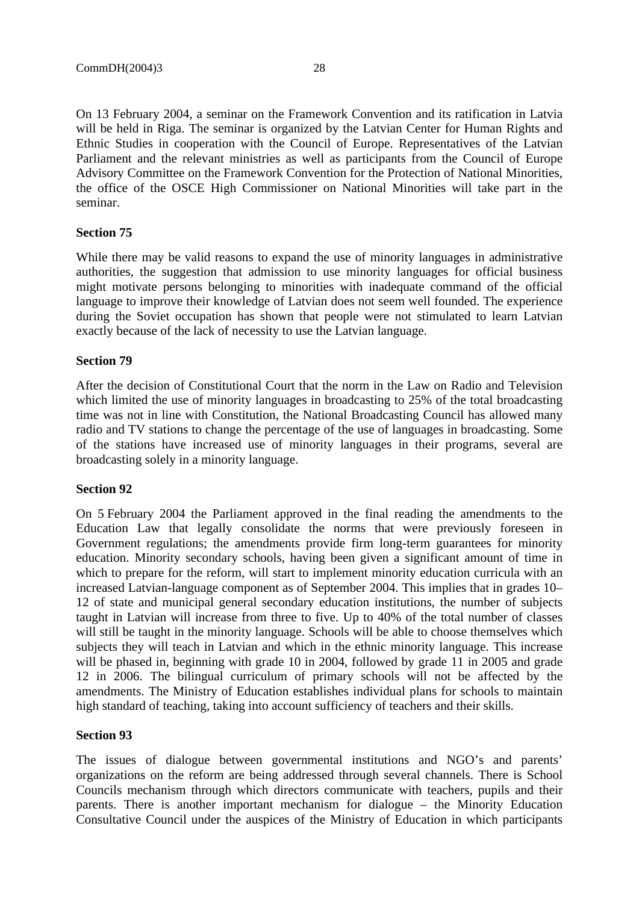On 13 February 2004, a seminar on the Framework Convention and its ratification in Latvia will be held in Riga. The seminar is organized by the Latvian Center for Human Rights and Ethnic Studies in cooperation with the Council of Europe. Representatives of the Latvian Parliament and the relevant ministries as well as participants from the Council of Europe Advisory Committee on the Framework Convention for the Protection of National Minorities, the office of the OSCE High Commissioner on National Minorities will take part in the seminar.

**Section 75**

While there may be valid reasons to expand the use of minority languages in administrative authorities, the suggestion that admission to use minority languages for official business might motivate persons belonging to minorities with inadequate command of the official language to improve their knowledge of Latvian does not seem well founded. The experience during the Soviet occupation has shown that people were not stimulated to learn Latvian exactly because of the lack of necessity to use the Latvian language.

**Section 79**

After the decision of Constitutional Court that the norm in the Law on Radio and Television which limited the use of minority languages in broadcasting to 25% of the total broadcasting time was not in line with Constitution, the National Broadcasting Council has allowed many radio and TV stations to change the percentage of the use of languages in broadcasting. Some of the stations have increased use of minority languages in their programs, several are broadcasting solely in a minority language.

**Section 92**

On 5 February 2004 the Parliament approved in the final reading the amendments to the Education Law that legally consolidate the norms that were previously foreseen in Government regulations; the amendments provide firm long-term guarantees for minority education. Minority secondary schools, having been given a significant amount of time in which to prepare for the reform, will start to implement minority education curricula with an increased Latvian-language component as of September 2004. This implies that in grades 10–12 of state and municipal general secondary education institutions, the number of subjects taught in Latvian will increase from three to five. Up to 40% of the total number of classes will still be taught in the minority language. Schools will be able to choose themselves which subjects they will teach in Latvian and which in the ethnic minority language. This increase will be phased in, beginning with grade 10 in 2004, followed by grade 11 in 2005 and grade 12 in 2006. The bilingual curriculum of primary schools will not be affected by the amendments. The Ministry of Education establishes individual plans for schools to maintain high standard of teaching, taking into account sufficiency of teachers and their skills.

**Section 93**

The issues of dialogue between governmental institutions and NGO's and parents' organizations on the reform are being addressed through several channels. There is School Councils mechanism through which directors communicate with teachers, pupils and their parents. There is another important mechanism for dialogue – the Minority Education Consultative Council under the auspices of the Ministry of Education in which participants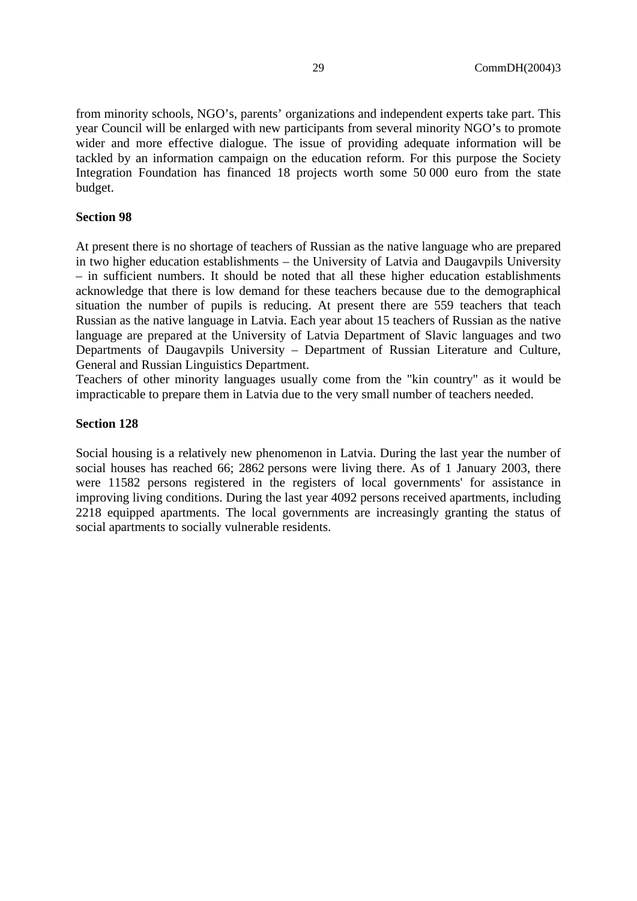from minority schools, NGO's, parents' organizations and independent experts take part. This year Council will be enlarged with new participants from several minority NGO's to promote wider and more effective dialogue. The issue of providing adequate information will be tackled by an information campaign on the education reform. For this purpose the Society Integration Foundation has financed 18 projects worth some 50 000 euro from the state budget.

**Section 98**

At present there is no shortage of teachers of Russian as the native language who are prepared in two higher education establishments – the University of Latvia and Daugavpils University – in sufficient numbers. It should be noted that all these higher education establishments acknowledge that there is low demand for these teachers because due to the demographical situation the number of pupils is reducing. At present there are 559 teachers that teach Russian as the native language in Latvia. Each year about 15 teachers of Russian as the native language are prepared at the University of Latvia Department of Slavic languages and two Departments of Daugavpils University – Department of Russian Literature and Culture, General and Russian Linguistics Department.
Teachers of other minority languages usually come from the "kin country" as it would be impracticable to prepare them in Latvia due to the very small number of teachers needed.

**Section 128**

Social housing is a relatively new phenomenon in Latvia. During the last year the number of social houses has reached 66; 2862 persons were living there. As of 1 January 2003, there were 11582 persons registered in the registers of local governments' for assistance in improving living conditions. During the last year 4092 persons received apartments, including 2218 equipped apartments. The local governments are increasingly granting the status of social apartments to socially vulnerable residents.